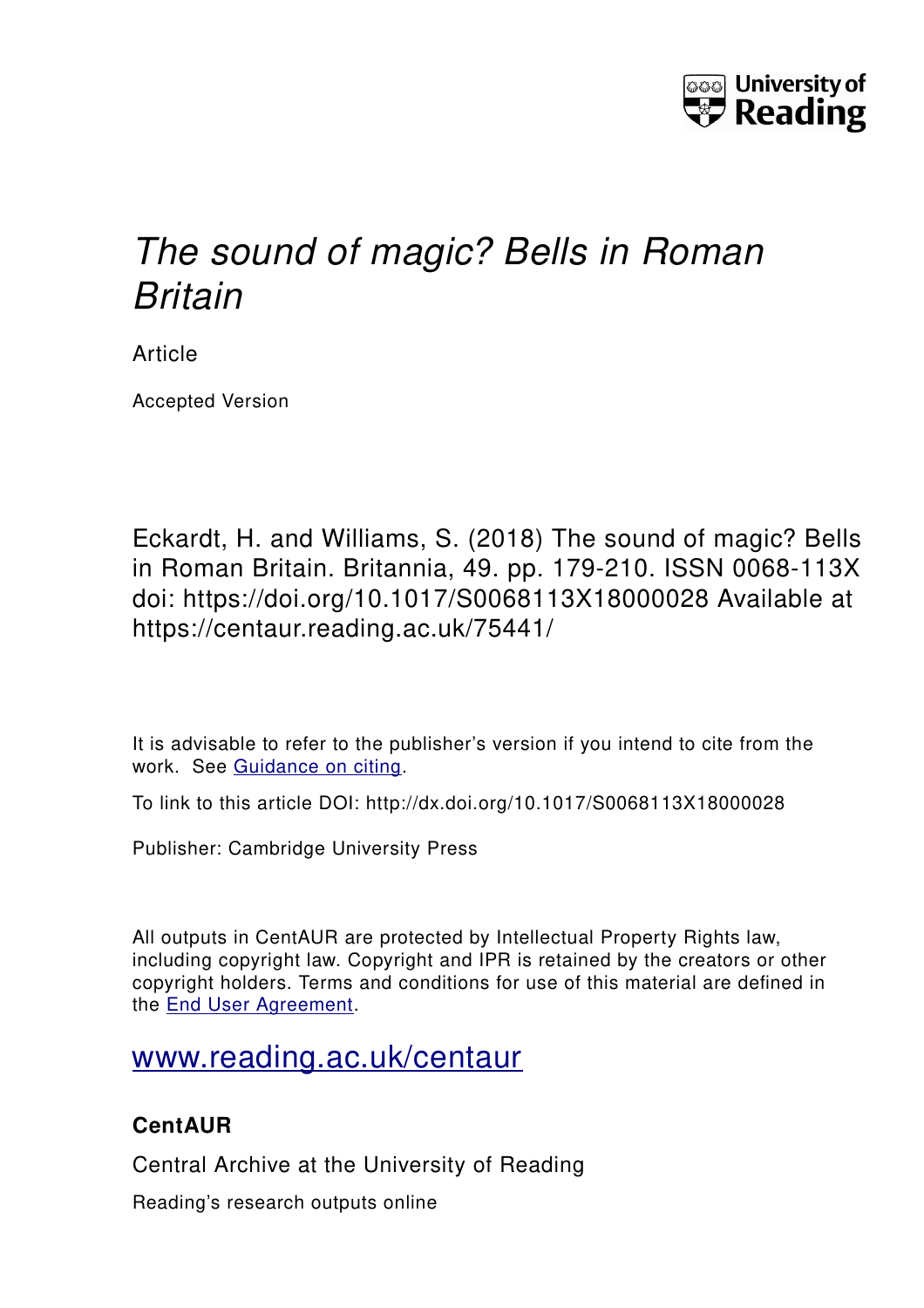University of Reading

# *The sound of magic? Bells in Roman Britain*

Article

Accepted Version

Eckardt, H. and Williams, S. (2018) The sound of magic? Bells in Roman Britain. Britannia, 49. pp. 179-210. ISSN 0068-113X doi: https://doi.org/10.1017/S0068113X18000028 Available at https://centaur.reading.ac.uk/75441/

It is advisable to refer to the publisher's version if you intend to cite from the work. See Guidance on citing.

To link to this article DOI: http://dx.doi.org/10.1017/S0068113X18000028

Publisher: Cambridge University Press

All outputs in CentAUR are protected by Intellectual Property Rights law, including copyright law. Copyright and IPR is retained by the creators or other copyright holders. Terms and conditions for use of this material are defined in the End User Agreement.

www.reading.ac.uk/centaur

**CentAUR**

Central Archive at the University of Reading

Reading's research outputs online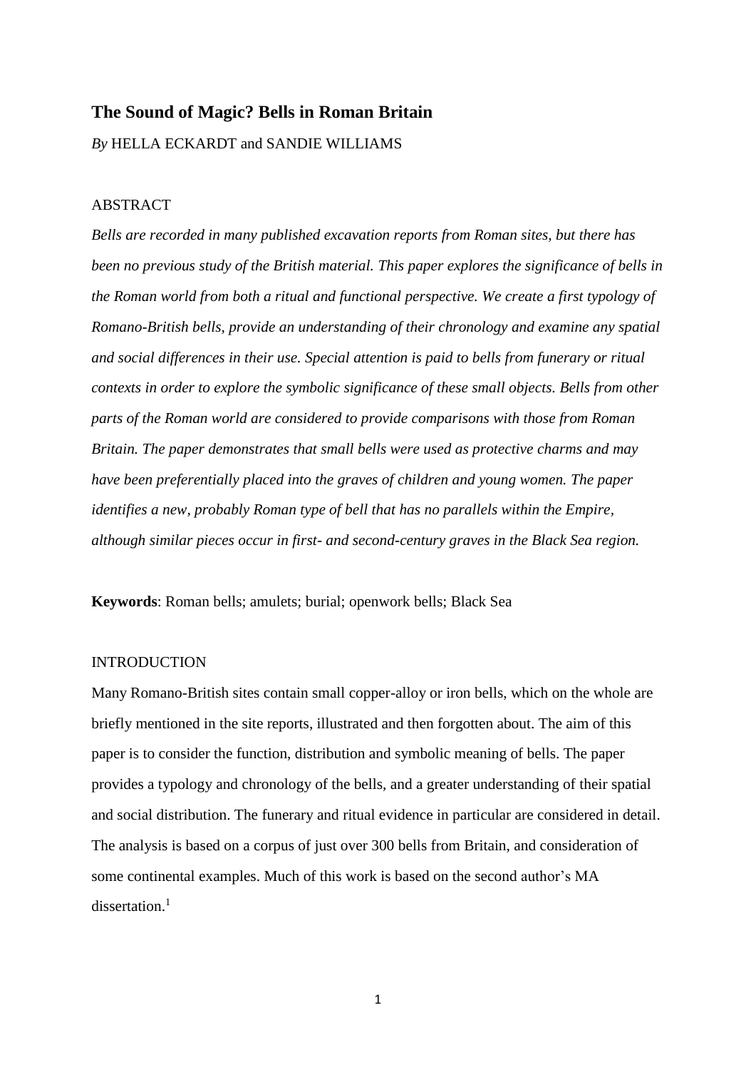# The Sound of Magic? Bells in Roman Britain

*By* HELLA ECKARDT and SANDIE WILLIAMS

## ABSTRACT

*Bells are recorded in many published excavation reports from Roman sites, but there has been no previous study of the British material. This paper explores the significance of bells in the Roman world from both a ritual and functional perspective. We create a first typology of Romano-British bells, provide an understanding of their chronology and examine any spatial and social differences in their use. Special attention is paid to bells from funerary or ritual contexts in order to explore the symbolic significance of these small objects. Bells from other parts of the Roman world are considered to provide comparisons with those from Roman Britain. The paper demonstrates that small bells were used as protective charms and may have been preferentially placed into the graves of children and young women. The paper identifies a new, probably Roman type of bell that has no parallels within the Empire, although similar pieces occur in first- and second-century graves in the Black Sea region.*

**Keywords**: Roman bells; amulets; burial; openwork bells; Black Sea

## INTRODUCTION

Many Romano-British sites contain small copper-alloy or iron bells, which on the whole are briefly mentioned in the site reports, illustrated and then forgotten about. The aim of this paper is to consider the function, distribution and symbolic meaning of bells. The paper provides a typology and chronology of the bells, and a greater understanding of their spatial and social distribution. The funerary and ritual evidence in particular are considered in detail. The analysis is based on a corpus of just over 300 bells from Britain, and consideration of some continental examples. Much of this work is based on the second author's MA dissertation.[1]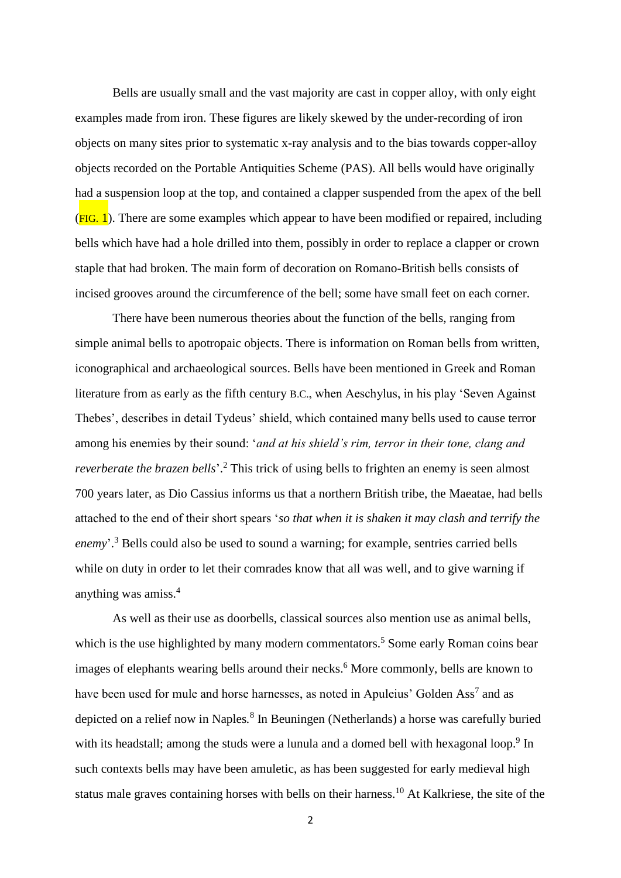Bells are usually small and the vast majority are cast in copper alloy, with only eight examples made from iron. These figures are likely skewed by the under-recording of iron objects on many sites prior to systematic x-ray analysis and to the bias towards copper-alloy objects recorded on the Portable Antiquities Scheme (PAS). All bells would have originally had a suspension loop at the top, and contained a clapper suspended from the apex of the bell (FIG. 1). There are some examples which appear to have been modified or repaired, including bells which have had a hole drilled into them, possibly in order to replace a clapper or crown staple that had broken. The main form of decoration on Romano-British bells consists of incised grooves around the circumference of the bell; some have small feet on each corner.

There have been numerous theories about the function of the bells, ranging from simple animal bells to apotropaic objects. There is information on Roman bells from written, iconographical and archaeological sources. Bells have been mentioned in Greek and Roman literature from as early as the fifth century B.C., when Aeschylus, in his play 'Seven Against Thebes', describes in detail Tydeus' shield, which contained many bells used to cause terror among his enemies by their sound: '*and at his shield's rim, terror in their tone, clang and reverberate the brazen bells*'.[2] This trick of using bells to frighten an enemy is seen almost 700 years later, as Dio Cassius informs us that a northern British tribe, the Maeatae, had bells attached to the end of their short spears '*so that when it is shaken it may clash and terrify the enemy*'.[3] Bells could also be used to sound a warning; for example, sentries carried bells while on duty in order to let their comrades know that all was well, and to give warning if anything was amiss.[4]

As well as their use as doorbells, classical sources also mention use as animal bells, which is the use highlighted by many modern commentators.[5] Some early Roman coins bear images of elephants wearing bells around their necks.[6] More commonly, bells are known to have been used for mule and horse harnesses, as noted in Apuleius' Golden Ass[7] and as depicted on a relief now in Naples.[8] In Beuningen (Netherlands) a horse was carefully buried with its headstall; among the studs were a lunula and a domed bell with hexagonal loop.[9] In such contexts bells may have been amuletic, as has been suggested for early medieval high status male graves containing horses with bells on their harness.[10] At Kalkriese, the site of the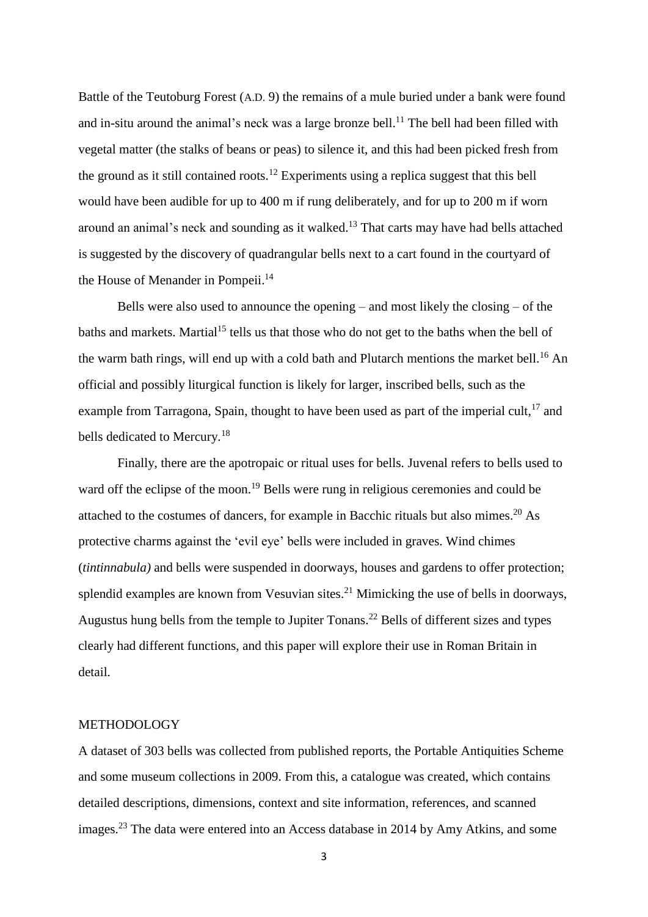Battle of the Teutoburg Forest (A.D. 9) the remains of a mule buried under a bank were found and in-situ around the animal's neck was a large bronze bell.[11] The bell had been filled with vegetal matter (the stalks of beans or peas) to silence it, and this had been picked fresh from the ground as it still contained roots.[12] Experiments using a replica suggest that this bell would have been audible for up to 400 m if rung deliberately, and for up to 200 m if worn around an animal's neck and sounding as it walked.[13] That carts may have had bells attached is suggested by the discovery of quadrangular bells next to a cart found in the courtyard of the House of Menander in Pompeii.[14]

Bells were also used to announce the opening – and most likely the closing – of the baths and markets. Martial[15] tells us that those who do not get to the baths when the bell of the warm bath rings, will end up with a cold bath and Plutarch mentions the market bell.[16] An official and possibly liturgical function is likely for larger, inscribed bells, such as the example from Tarragona, Spain, thought to have been used as part of the imperial cult,[17] and bells dedicated to Mercury.[18]

Finally, there are the apotropaic or ritual uses for bells. Juvenal refers to bells used to ward off the eclipse of the moon.[19] Bells were rung in religious ceremonies and could be attached to the costumes of dancers, for example in Bacchic rituals but also mimes.[20] As protective charms against the 'evil eye' bells were included in graves. Wind chimes (*tintinnabula)* and bells were suspended in doorways, houses and gardens to offer protection; splendid examples are known from Vesuvian sites.[21] Mimicking the use of bells in doorways, Augustus hung bells from the temple to Jupiter Tonans.[22] Bells of different sizes and types clearly had different functions, and this paper will explore their use in Roman Britain in detail.

## METHODOLOGY

A dataset of 303 bells was collected from published reports, the Portable Antiquities Scheme and some museum collections in 2009. From this, a catalogue was created, which contains detailed descriptions, dimensions, context and site information, references, and scanned images.[23] The data were entered into an Access database in 2014 by Amy Atkins, and some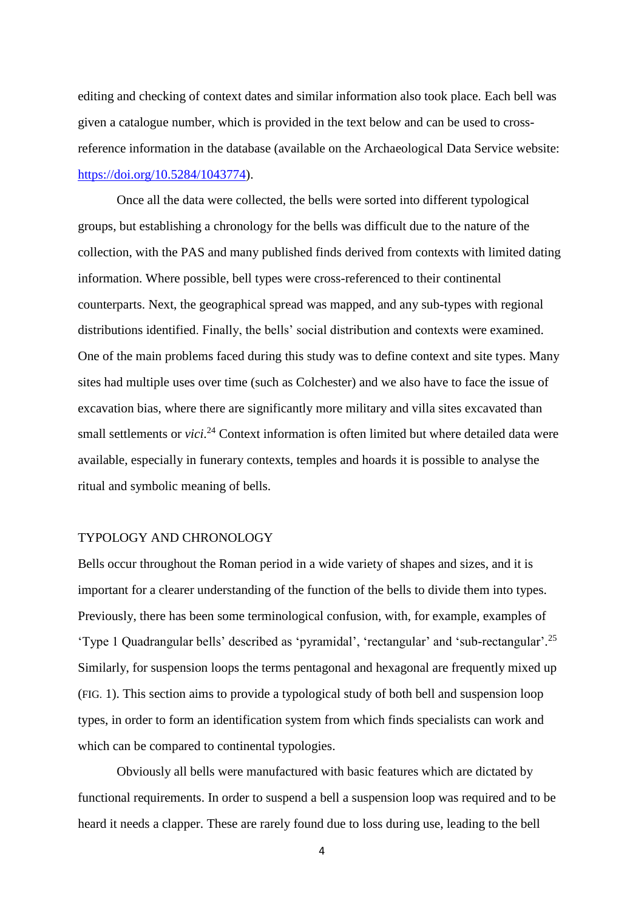editing and checking of context dates and similar information also took place. Each bell was given a catalogue number, which is provided in the text below and can be used to cross-reference information in the database (available on the Archaeological Data Service website: https://doi.org/10.5284/1043774).

Once all the data were collected, the bells were sorted into different typological groups, but establishing a chronology for the bells was difficult due to the nature of the collection, with the PAS and many published finds derived from contexts with limited dating information. Where possible, bell types were cross-referenced to their continental counterparts. Next, the geographical spread was mapped, and any sub-types with regional distributions identified. Finally, the bells' social distribution and contexts were examined. One of the main problems faced during this study was to define context and site types. Many sites had multiple uses over time (such as Colchester) and we also have to face the issue of excavation bias, where there are significantly more military and villa sites excavated than small settlements or *vici*.[24] Context information is often limited but where detailed data were available, especially in funerary contexts, temples and hoards it is possible to analyse the ritual and symbolic meaning of bells.

## TYPOLOGY AND CHRONOLOGY

Bells occur throughout the Roman period in a wide variety of shapes and sizes, and it is important for a clearer understanding of the function of the bells to divide them into types. Previously, there has been some terminological confusion, with, for example, examples of 'Type 1 Quadrangular bells' described as 'pyramidal', 'rectangular' and 'sub-rectangular'.[25] Similarly, for suspension loops the terms pentagonal and hexagonal are frequently mixed up (FIG. 1). This section aims to provide a typological study of both bell and suspension loop types, in order to form an identification system from which finds specialists can work and which can be compared to continental typologies.

Obviously all bells were manufactured with basic features which are dictated by functional requirements. In order to suspend a bell a suspension loop was required and to be heard it needs a clapper. These are rarely found due to loss during use, leading to the bell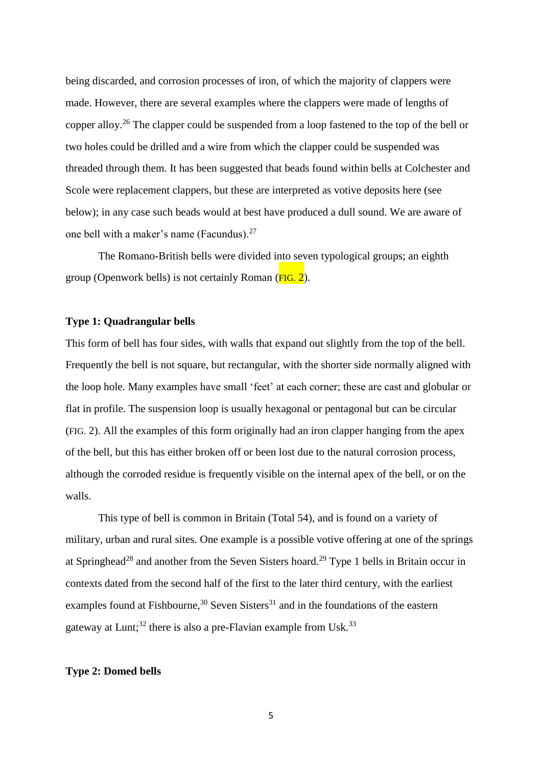being discarded, and corrosion processes of iron, of which the majority of clappers were made. However, there are several examples where the clappers were made of lengths of copper alloy.[26] The clapper could be suspended from a loop fastened to the top of the bell or two holes could be drilled and a wire from which the clapper could be suspended was threaded through them. It has been suggested that beads found within bells at Colchester and Scole were replacement clappers, but these are interpreted as votive deposits here (see below); in any case such beads would at best have produced a dull sound. We are aware of one bell with a maker's name (Facundus).[27]

The Romano-British bells were divided into seven typological groups; an eighth group (Openwork bells) is not certainly Roman (FIG. 2).

### Type 1: Quadrangular bells

This form of bell has four sides, with walls that expand out slightly from the top of the bell. Frequently the bell is not square, but rectangular, with the shorter side normally aligned with the loop hole. Many examples have small 'feet' at each corner; these are cast and globular or flat in profile. The suspension loop is usually hexagonal or pentagonal but can be circular (FIG. 2). All the examples of this form originally had an iron clapper hanging from the apex of the bell, but this has either broken off or been lost due to the natural corrosion process, although the corroded residue is frequently visible on the internal apex of the bell, or on the walls.

This type of bell is common in Britain (Total 54), and is found on a variety of military, urban and rural sites. One example is a possible votive offering at one of the springs at Springhead[28] and another from the Seven Sisters hoard.[29] Type 1 bells in Britain occur in contexts dated from the second half of the first to the later third century, with the earliest examples found at Fishbourne,[30] Seven Sisters[31] and in the foundations of the eastern gateway at Lunt;[32] there is also a pre-Flavian example from Usk.[33]

### Type 2: Domed bells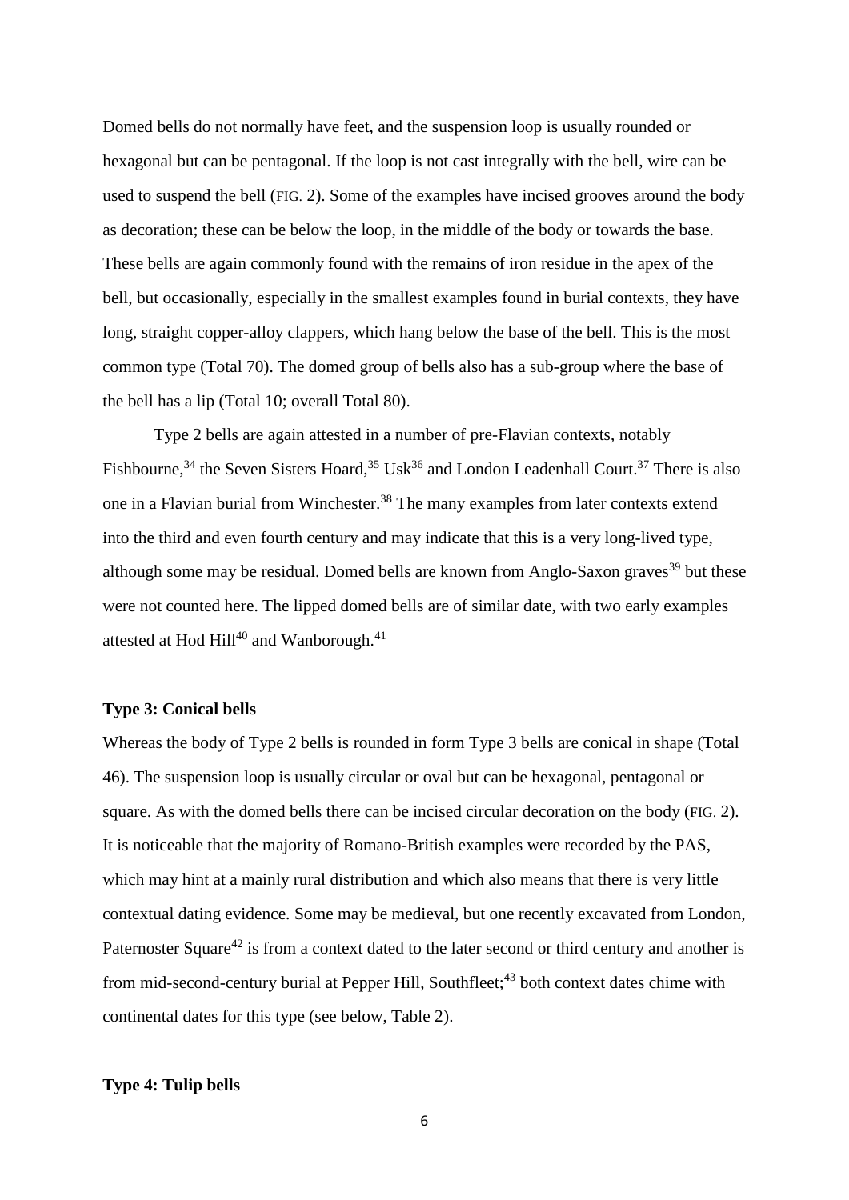Domed bells do not normally have feet, and the suspension loop is usually rounded or hexagonal but can be pentagonal. If the loop is not cast integrally with the bell, wire can be used to suspend the bell (FIG. 2). Some of the examples have incised grooves around the body as decoration; these can be below the loop, in the middle of the body or towards the base. These bells are again commonly found with the remains of iron residue in the apex of the bell, but occasionally, especially in the smallest examples found in burial contexts, they have long, straight copper-alloy clappers, which hang below the base of the bell. This is the most common type (Total 70). The domed group of bells also has a sub-group where the base of the bell has a lip (Total 10; overall Total 80).

Type 2 bells are again attested in a number of pre-Flavian contexts, notably Fishbourne,[34] the Seven Sisters Hoard,[35] Usk[36] and London Leadenhall Court.[37] There is also one in a Flavian burial from Winchester.[38] The many examples from later contexts extend into the third and even fourth century and may indicate that this is a very long-lived type, although some may be residual. Domed bells are known from Anglo-Saxon graves[39] but these were not counted here. The lipped domed bells are of similar date, with two early examples attested at Hod Hill[40] and Wanborough.[41]

**Type 3: Conical bells**

Whereas the body of Type 2 bells is rounded in form Type 3 bells are conical in shape (Total 46). The suspension loop is usually circular or oval but can be hexagonal, pentagonal or square. As with the domed bells there can be incised circular decoration on the body (FIG. 2). It is noticeable that the majority of Romano-British examples were recorded by the PAS, which may hint at a mainly rural distribution and which also means that there is very little contextual dating evidence. Some may be medieval, but one recently excavated from London, Paternoster Square[42] is from a context dated to the later second or third century and another is from mid-second-century burial at Pepper Hill, Southfleet;[43] both context dates chime with continental dates for this type (see below, Table 2).

**Type 4: Tulip bells**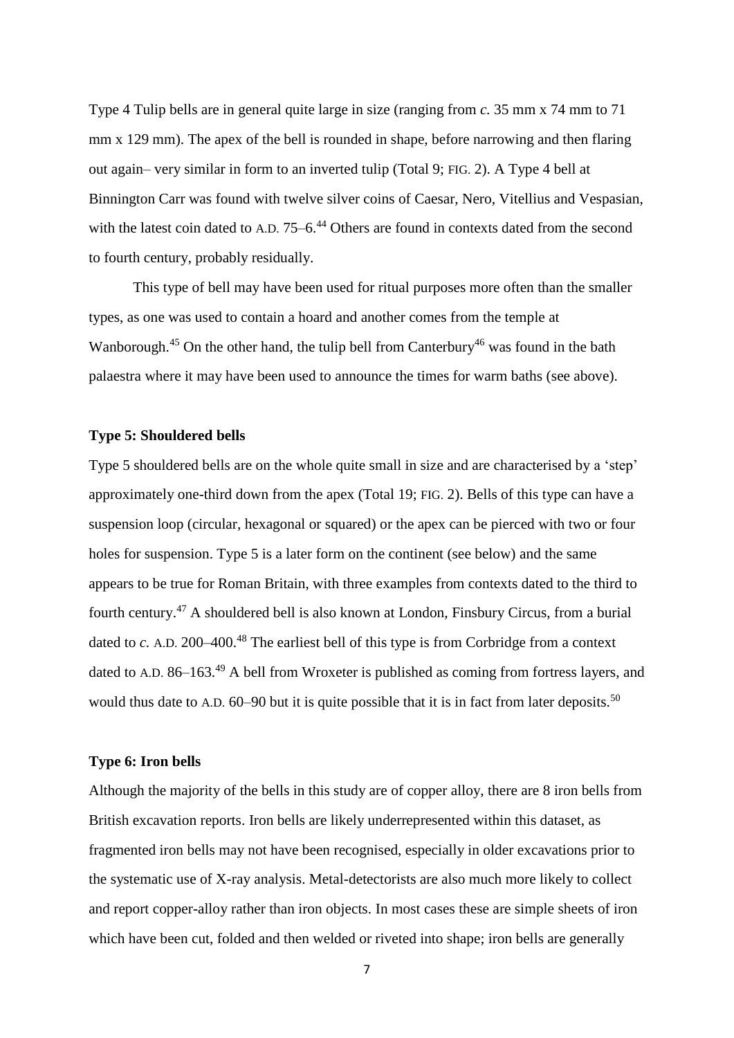Type 4 Tulip bells are in general quite large in size (ranging from *c.* 35 mm x 74 mm to 71 mm x 129 mm). The apex of the bell is rounded in shape, before narrowing and then flaring out again– very similar in form to an inverted tulip (Total 9; FIG. 2). A Type 4 bell at Binnington Carr was found with twelve silver coins of Caesar, Nero, Vitellius and Vespasian, with the latest coin dated to A.D. 75–6.[44] Others are found in contexts dated from the second to fourth century, probably residually.

This type of bell may have been used for ritual purposes more often than the smaller types, as one was used to contain a hoard and another comes from the temple at Wanborough.[45] On the other hand, the tulip bell from Canterbury[46] was found in the bath palaestra where it may have been used to announce the times for warm baths (see above).

**Type 5: Shouldered bells**

Type 5 shouldered bells are on the whole quite small in size and are characterised by a 'step' approximately one-third down from the apex (Total 19; FIG. 2). Bells of this type can have a suspension loop (circular, hexagonal or squared) or the apex can be pierced with two or four holes for suspension. Type 5 is a later form on the continent (see below) and the same appears to be true for Roman Britain, with three examples from contexts dated to the third to fourth century.[47] A shouldered bell is also known at London, Finsbury Circus, from a burial dated to *c.* A.D. 200–400.[48] The earliest bell of this type is from Corbridge from a context dated to A.D. 86–163.[49] A bell from Wroxeter is published as coming from fortress layers, and would thus date to A.D. 60–90 but it is quite possible that it is in fact from later deposits.[50]

**Type 6: Iron bells**

Although the majority of the bells in this study are of copper alloy, there are 8 iron bells from British excavation reports. Iron bells are likely underrepresented within this dataset, as fragmented iron bells may not have been recognised, especially in older excavations prior to the systematic use of X-ray analysis. Metal-detectorists are also much more likely to collect and report copper-alloy rather than iron objects. In most cases these are simple sheets of iron which have been cut, folded and then welded or riveted into shape; iron bells are generally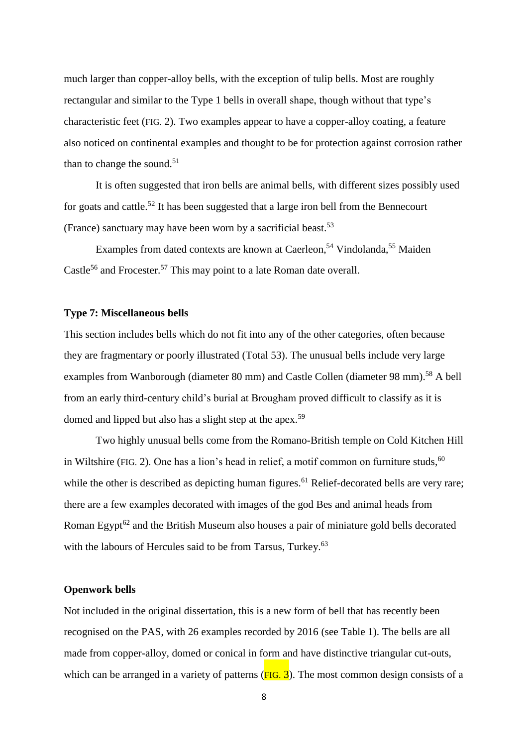much larger than copper-alloy bells, with the exception of tulip bells. Most are roughly rectangular and similar to the Type 1 bells in overall shape, though without that type's characteristic feet (FIG. 2). Two examples appear to have a copper-alloy coating, a feature also noticed on continental examples and thought to be for protection against corrosion rather than to change the sound.[51]

It is often suggested that iron bells are animal bells, with different sizes possibly used for goats and cattle.[52] It has been suggested that a large iron bell from the Bennecourt (France) sanctuary may have been worn by a sacrificial beast.[53]

Examples from dated contexts are known at Caerleon,[54] Vindolanda,[55] Maiden Castle[56] and Frocester.[57] This may point to a late Roman date overall.

**Type 7: Miscellaneous bells**

This section includes bells which do not fit into any of the other categories, often because they are fragmentary or poorly illustrated (Total 53). The unusual bells include very large examples from Wanborough (diameter 80 mm) and Castle Collen (diameter 98 mm).[58] A bell from an early third-century child's burial at Brougham proved difficult to classify as it is domed and lipped but also has a slight step at the apex.[59]

Two highly unusual bells come from the Romano-British temple on Cold Kitchen Hill in Wiltshire (FIG. 2). One has a lion's head in relief, a motif common on furniture studs,[60] while the other is described as depicting human figures.[61] Relief-decorated bells are very rare; there are a few examples decorated with images of the god Bes and animal heads from Roman Egypt[62] and the British Museum also houses a pair of miniature gold bells decorated with the labours of Hercules said to be from Tarsus, Turkey.[63]

**Openwork bells**

Not included in the original dissertation, this is a new form of bell that has recently been recognised on the PAS, with 26 examples recorded by 2016 (see Table 1). The bells are all made from copper-alloy, domed or conical in form and have distinctive triangular cut-outs, which can be arranged in a variety of patterns (FIG. 3). The most common design consists of a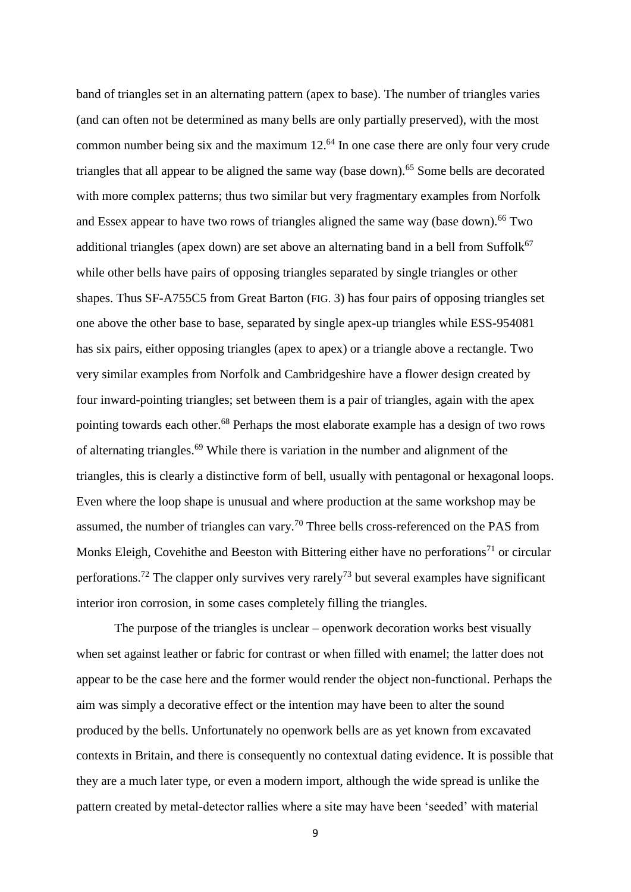band of triangles set in an alternating pattern (apex to base). The number of triangles varies (and can often not be determined as many bells are only partially preserved), with the most common number being six and the maximum 12.[64] In one case there are only four very crude triangles that all appear to be aligned the same way (base down).[65] Some bells are decorated with more complex patterns; thus two similar but very fragmentary examples from Norfolk and Essex appear to have two rows of triangles aligned the same way (base down).[66] Two additional triangles (apex down) are set above an alternating band in a bell from Suffolk[67] while other bells have pairs of opposing triangles separated by single triangles or other shapes. Thus SF-A755C5 from Great Barton (FIG. 3) has four pairs of opposing triangles set one above the other base to base, separated by single apex-up triangles while ESS-954081 has six pairs, either opposing triangles (apex to apex) or a triangle above a rectangle. Two very similar examples from Norfolk and Cambridgeshire have a flower design created by four inward-pointing triangles; set between them is a pair of triangles, again with the apex pointing towards each other.[68] Perhaps the most elaborate example has a design of two rows of alternating triangles.[69] While there is variation in the number and alignment of the triangles, this is clearly a distinctive form of bell, usually with pentagonal or hexagonal loops. Even where the loop shape is unusual and where production at the same workshop may be assumed, the number of triangles can vary.[70] Three bells cross-referenced on the PAS from Monks Eleigh, Covehithe and Beeston with Bittering either have no perforations[71] or circular perforations.[72] The clapper only survives very rarely[73] but several examples have significant interior iron corrosion, in some cases completely filling the triangles.

The purpose of the triangles is unclear – openwork decoration works best visually when set against leather or fabric for contrast or when filled with enamel; the latter does not appear to be the case here and the former would render the object non-functional. Perhaps the aim was simply a decorative effect or the intention may have been to alter the sound produced by the bells. Unfortunately no openwork bells are as yet known from excavated contexts in Britain, and there is consequently no contextual dating evidence. It is possible that they are a much later type, or even a modern import, although the wide spread is unlike the pattern created by metal-detector rallies where a site may have been 'seeded' with material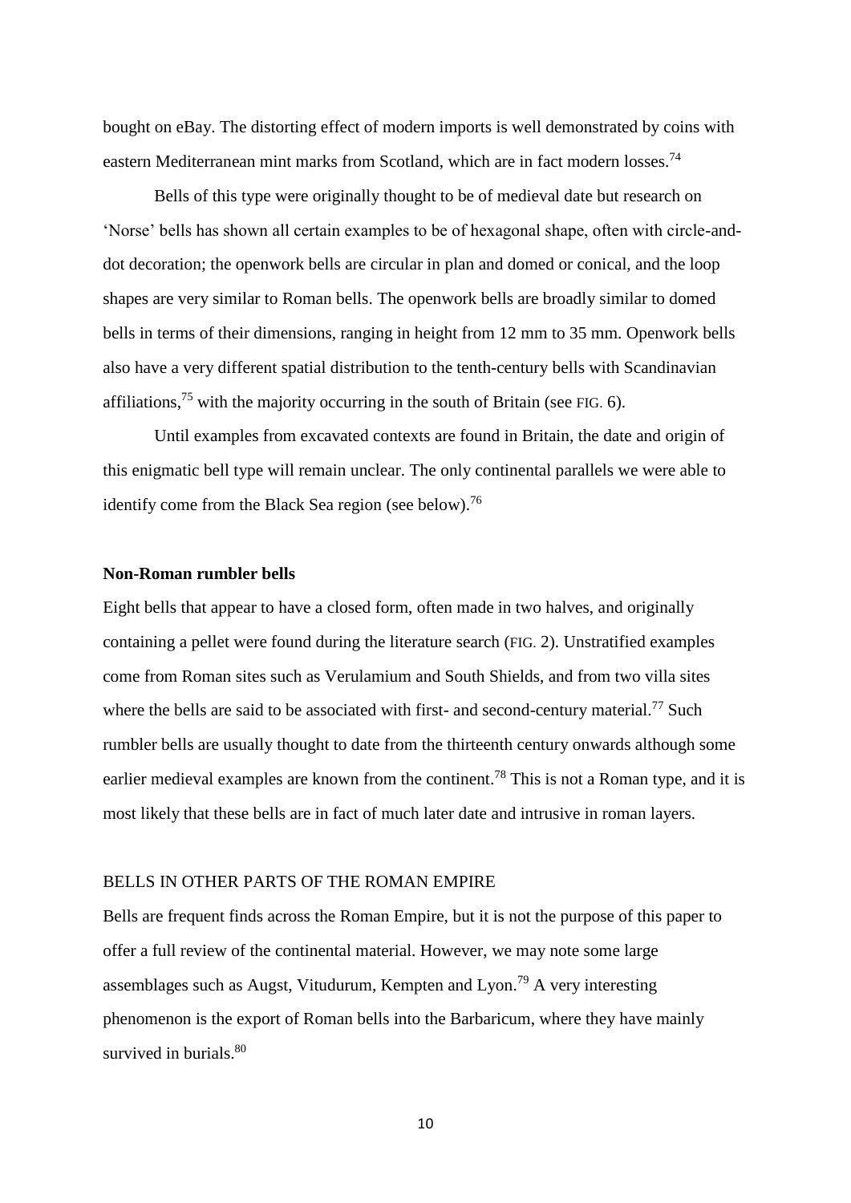bought on eBay. The distorting effect of modern imports is well demonstrated by coins with eastern Mediterranean mint marks from Scotland, which are in fact modern losses.[74]

Bells of this type were originally thought to be of medieval date but research on 'Norse' bells has shown all certain examples to be of hexagonal shape, often with circle-and-dot decoration; the openwork bells are circular in plan and domed or conical, and the loop shapes are very similar to Roman bells. The openwork bells are broadly similar to domed bells in terms of their dimensions, ranging in height from 12 mm to 35 mm. Openwork bells also have a very different spatial distribution to the tenth-century bells with Scandinavian affiliations,[75] with the majority occurring in the south of Britain (see FIG. 6).

Until examples from excavated contexts are found in Britain, the date and origin of this enigmatic bell type will remain unclear. The only continental parallels we were able to identify come from the Black Sea region (see below).[76]

### Non-Roman rumbler bells

Eight bells that appear to have a closed form, often made in two halves, and originally containing a pellet were found during the literature search (FIG. 2). Unstratified examples come from Roman sites such as Verulamium and South Shields, and from two villa sites where the bells are said to be associated with first- and second-century material.[77] Such rumbler bells are usually thought to date from the thirteenth century onwards although some earlier medieval examples are known from the continent.[78] This is not a Roman type, and it is most likely that these bells are in fact of much later date and intrusive in roman layers.

## BELLS IN OTHER PARTS OF THE ROMAN EMPIRE

Bells are frequent finds across the Roman Empire, but it is not the purpose of this paper to offer a full review of the continental material. However, we may note some large assemblages such as Augst, Vitudurum, Kempten and Lyon.[79] A very interesting phenomenon is the export of Roman bells into the Barbaricum, where they have mainly survived in burials.[80]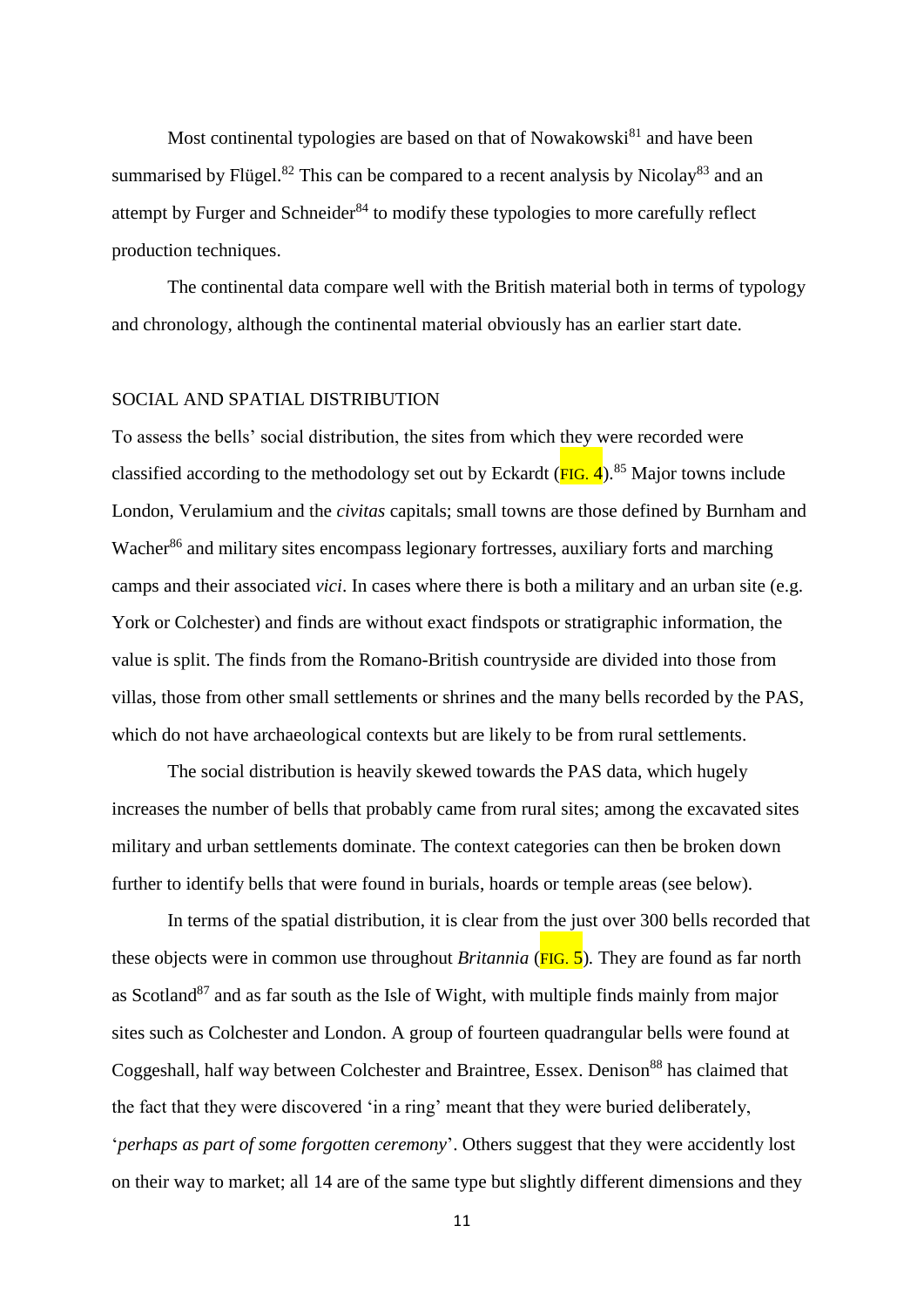Most continental typologies are based on that of Nowakowski[81] and have been summarised by Flügel.[82] This can be compared to a recent analysis by Nicolay[83] and an attempt by Furger and Schneider[84] to modify these typologies to more carefully reflect production techniques.

The continental data compare well with the British material both in terms of typology and chronology, although the continental material obviously has an earlier start date.

## SOCIAL AND SPATIAL DISTRIBUTION

To assess the bells' social distribution, the sites from which they were recorded were classified according to the methodology set out by Eckardt (FIG. 4).[85] Major towns include London, Verulamium and the *civitas* capitals; small towns are those defined by Burnham and Wacher[86] and military sites encompass legionary fortresses, auxiliary forts and marching camps and their associated *vici*. In cases where there is both a military and an urban site (e.g. York or Colchester) and finds are without exact findspots or stratigraphic information, the value is split. The finds from the Romano-British countryside are divided into those from villas, those from other small settlements or shrines and the many bells recorded by the PAS, which do not have archaeological contexts but are likely to be from rural settlements.

The social distribution is heavily skewed towards the PAS data, which hugely increases the number of bells that probably came from rural sites; among the excavated sites military and urban settlements dominate. The context categories can then be broken down further to identify bells that were found in burials, hoards or temple areas (see below).

In terms of the spatial distribution, it is clear from the just over 300 bells recorded that these objects were in common use throughout *Britannia* (FIG. 5). They are found as far north as Scotland[87] and as far south as the Isle of Wight, with multiple finds mainly from major sites such as Colchester and London. A group of fourteen quadrangular bells were found at Coggeshall, half way between Colchester and Braintree, Essex. Denison[88] has claimed that the fact that they were discovered 'in a ring' meant that they were buried deliberately, '*perhaps as part of some forgotten ceremony*'. Others suggest that they were accidently lost on their way to market; all 14 are of the same type but slightly different dimensions and they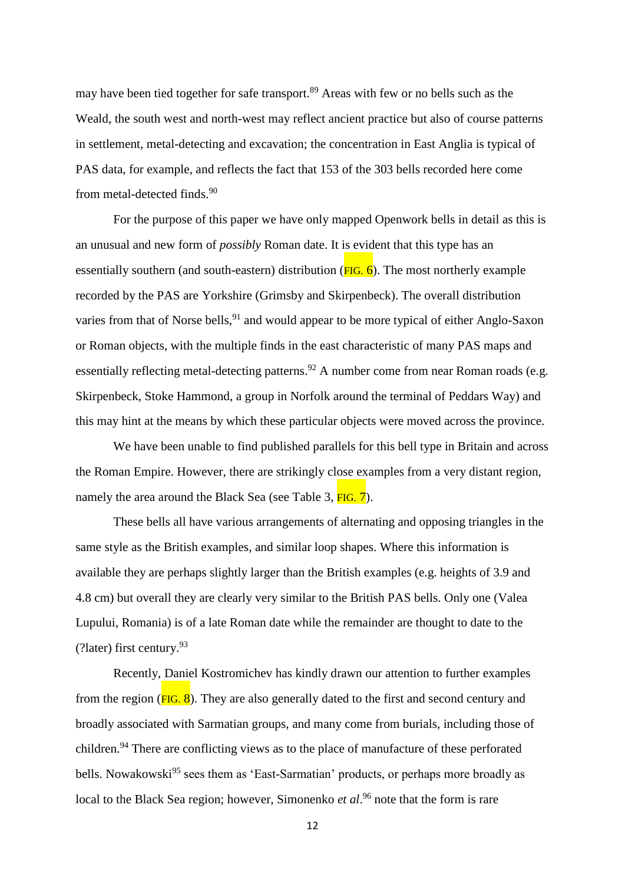may have been tied together for safe transport.[89] Areas with few or no bells such as the Weald, the south west and north-west may reflect ancient practice but also of course patterns in settlement, metal-detecting and excavation; the concentration in East Anglia is typical of PAS data, for example, and reflects the fact that 153 of the 303 bells recorded here come from metal-detected finds.[90]

For the purpose of this paper we have only mapped Openwork bells in detail as this is an unusual and new form of *possibly* Roman date. It is evident that this type has an essentially southern (and south-eastern) distribution (FIG. 6). The most northerly example recorded by the PAS are Yorkshire (Grimsby and Skirpenbeck). The overall distribution varies from that of Norse bells,[91] and would appear to be more typical of either Anglo-Saxon or Roman objects, with the multiple finds in the east characteristic of many PAS maps and essentially reflecting metal-detecting patterns.[92] A number come from near Roman roads (e.g. Skirpenbeck, Stoke Hammond, a group in Norfolk around the terminal of Peddars Way) and this may hint at the means by which these particular objects were moved across the province.

We have been unable to find published parallels for this bell type in Britain and across the Roman Empire. However, there are strikingly close examples from a very distant region, namely the area around the Black Sea (see Table 3, FIG. 7).

These bells all have various arrangements of alternating and opposing triangles in the same style as the British examples, and similar loop shapes. Where this information is available they are perhaps slightly larger than the British examples (e.g. heights of 3.9 and 4.8 cm) but overall they are clearly very similar to the British PAS bells. Only one (Valea Lupului, Romania) is of a late Roman date while the remainder are thought to date to the (?later) first century.[93]

Recently, Daniel Kostromichev has kindly drawn our attention to further examples from the region (FIG. 8). They are also generally dated to the first and second century and broadly associated with Sarmatian groups, and many come from burials, including those of children.[94] There are conflicting views as to the place of manufacture of these perforated bells. Nowakowski[95] sees them as 'East-Sarmatian' products, or perhaps more broadly as local to the Black Sea region; however, Simonenko *et al*.[96] note that the form is rare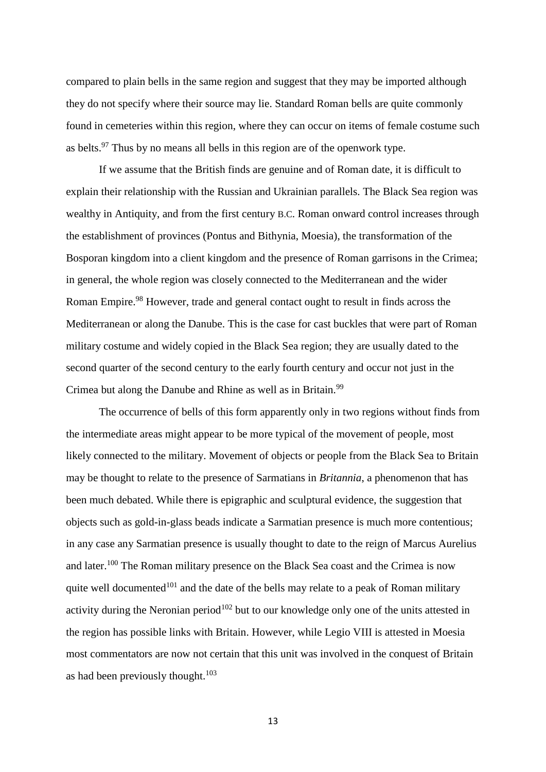compared to plain bells in the same region and suggest that they may be imported although they do not specify where their source may lie. Standard Roman bells are quite commonly found in cemeteries within this region, where they can occur on items of female costume such as belts.[97] Thus by no means all bells in this region are of the openwork type.

If we assume that the British finds are genuine and of Roman date, it is difficult to explain their relationship with the Russian and Ukrainian parallels. The Black Sea region was wealthy in Antiquity, and from the first century B.C. Roman onward control increases through the establishment of provinces (Pontus and Bithynia, Moesia), the transformation of the Bosporan kingdom into a client kingdom and the presence of Roman garrisons in the Crimea; in general, the whole region was closely connected to the Mediterranean and the wider Roman Empire.[98] However, trade and general contact ought to result in finds across the Mediterranean or along the Danube. This is the case for cast buckles that were part of Roman military costume and widely copied in the Black Sea region; they are usually dated to the second quarter of the second century to the early fourth century and occur not just in the Crimea but along the Danube and Rhine as well as in Britain.[99]

The occurrence of bells of this form apparently only in two regions without finds from the intermediate areas might appear to be more typical of the movement of people, most likely connected to the military. Movement of objects or people from the Black Sea to Britain may be thought to relate to the presence of Sarmatians in *Britannia*, a phenomenon that has been much debated. While there is epigraphic and sculptural evidence, the suggestion that objects such as gold-in-glass beads indicate a Sarmatian presence is much more contentious; in any case any Sarmatian presence is usually thought to date to the reign of Marcus Aurelius and later.[100] The Roman military presence on the Black Sea coast and the Crimea is now quite well documented[101] and the date of the bells may relate to a peak of Roman military activity during the Neronian period[102] but to our knowledge only one of the units attested in the region has possible links with Britain. However, while Legio VIII is attested in Moesia most commentators are now not certain that this unit was involved in the conquest of Britain as had been previously thought.[103]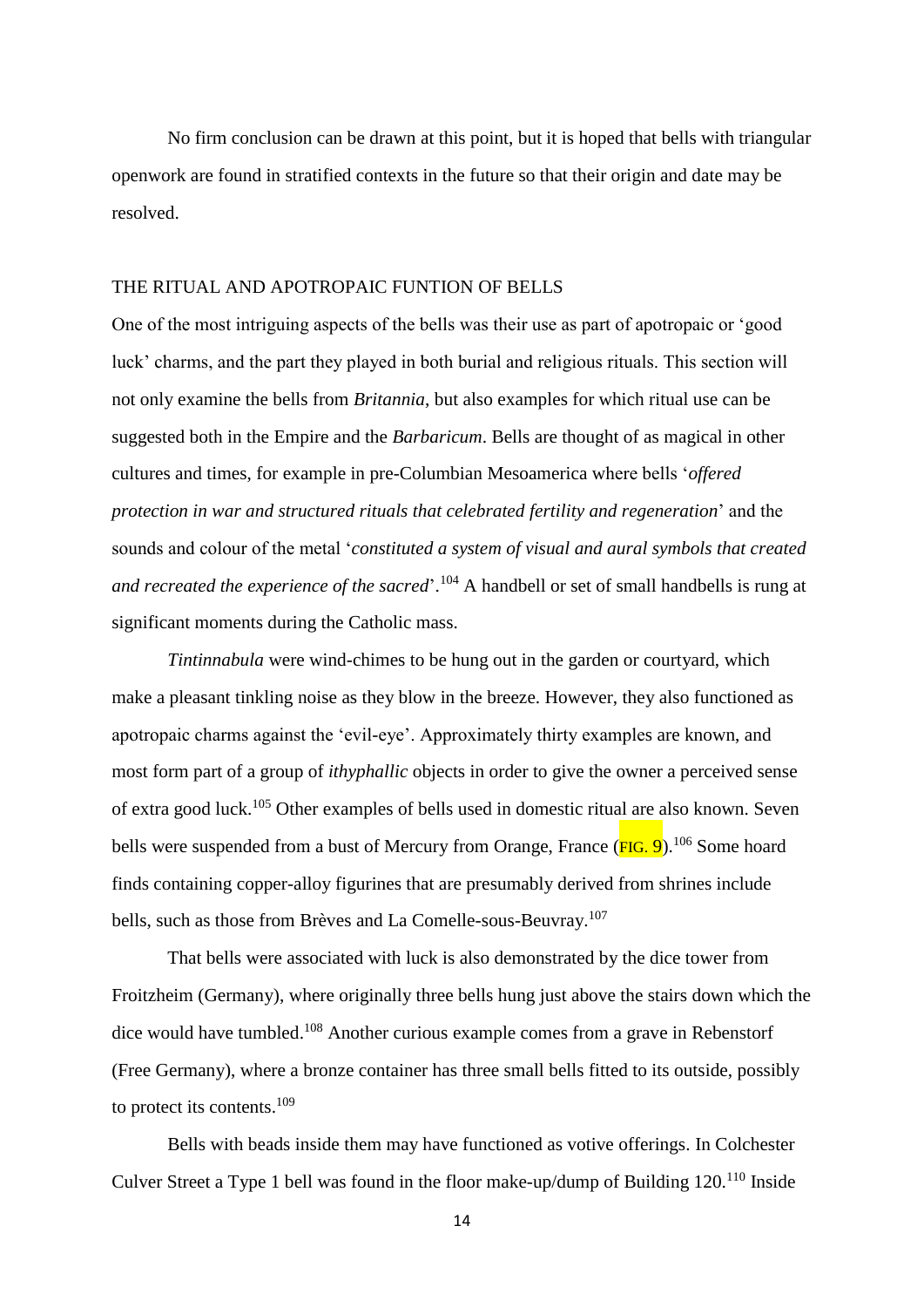No firm conclusion can be drawn at this point, but it is hoped that bells with triangular openwork are found in stratified contexts in the future so that their origin and date may be resolved.

## THE RITUAL AND APOTROPAIC FUNTION OF BELLS

One of the most intriguing aspects of the bells was their use as part of apotropaic or 'good luck' charms, and the part they played in both burial and religious rituals. This section will not only examine the bells from *Britannia*, but also examples for which ritual use can be suggested both in the Empire and the *Barbaricum*. Bells are thought of as magical in other cultures and times, for example in pre-Columbian Mesoamerica where bells '*offered protection in war and structured rituals that celebrated fertility and regeneration*' and the sounds and colour of the metal '*constituted a system of visual and aural symbols that created and recreated the experience of the sacred*'.[104] A handbell or set of small handbells is rung at significant moments during the Catholic mass.

*Tintinnabula* were wind-chimes to be hung out in the garden or courtyard, which make a pleasant tinkling noise as they blow in the breeze. However, they also functioned as apotropaic charms against the 'evil-eye'. Approximately thirty examples are known, and most form part of a group of *ithyphallic* objects in order to give the owner a perceived sense of extra good luck.[105] Other examples of bells used in domestic ritual are also known. Seven bells were suspended from a bust of Mercury from Orange, France (FIG. 9).[106] Some hoard finds containing copper-alloy figurines that are presumably derived from shrines include bells, such as those from Brèves and La Comelle-sous-Beuvray.[107]

That bells were associated with luck is also demonstrated by the dice tower from Froitzheim (Germany), where originally three bells hung just above the stairs down which the dice would have tumbled.[108] Another curious example comes from a grave in Rebenstorf (Free Germany), where a bronze container has three small bells fitted to its outside, possibly to protect its contents.[109]

Bells with beads inside them may have functioned as votive offerings. In Colchester Culver Street a Type 1 bell was found in the floor make-up/dump of Building 120.[110] Inside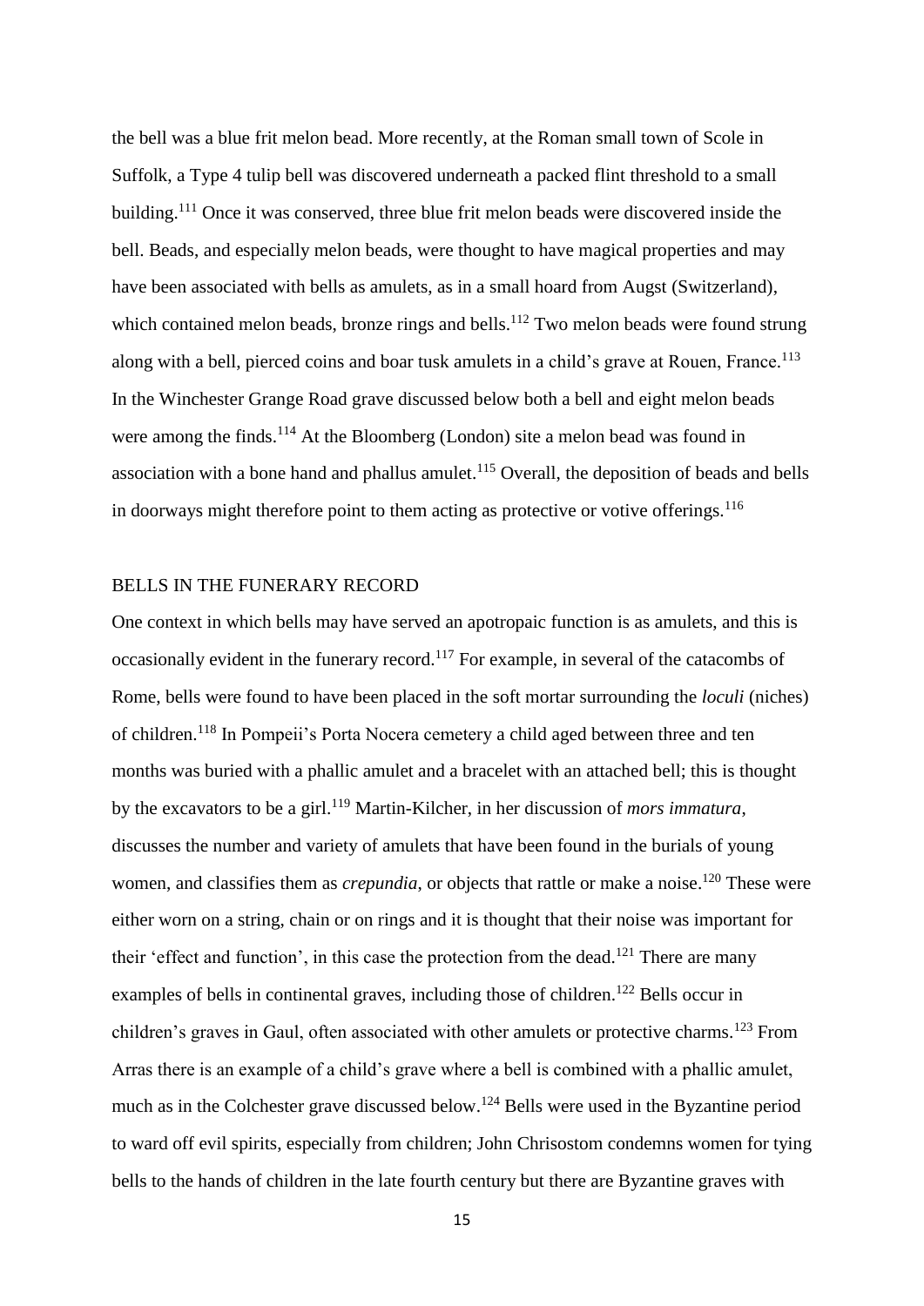the bell was a blue frit melon bead. More recently, at the Roman small town of Scole in Suffolk, a Type 4 tulip bell was discovered underneath a packed flint threshold to a small building.[111] Once it was conserved, three blue frit melon beads were discovered inside the bell. Beads, and especially melon beads, were thought to have magical properties and may have been associated with bells as amulets, as in a small hoard from Augst (Switzerland), which contained melon beads, bronze rings and bells.[112] Two melon beads were found strung along with a bell, pierced coins and boar tusk amulets in a child's grave at Rouen, France.[113] In the Winchester Grange Road grave discussed below both a bell and eight melon beads were among the finds.[114] At the Bloomberg (London) site a melon bead was found in association with a bone hand and phallus amulet.[115] Overall, the deposition of beads and bells in doorways might therefore point to them acting as protective or votive offerings.[116]

## BELLS IN THE FUNERARY RECORD

One context in which bells may have served an apotropaic function is as amulets, and this is occasionally evident in the funerary record.[117] For example, in several of the catacombs of Rome, bells were found to have been placed in the soft mortar surrounding the *loculi* (niches) of children.[118] In Pompeii's Porta Nocera cemetery a child aged between three and ten months was buried with a phallic amulet and a bracelet with an attached bell; this is thought by the excavators to be a girl.[119] Martin-Kilcher, in her discussion of *mors immatura*, discusses the number and variety of amulets that have been found in the burials of young women, and classifies them as *crepundia*, or objects that rattle or make a noise.[120] These were either worn on a string, chain or on rings and it is thought that their noise was important for their 'effect and function', in this case the protection from the dead.[121] There are many examples of bells in continental graves, including those of children.[122] Bells occur in children's graves in Gaul, often associated with other amulets or protective charms.[123] From Arras there is an example of a child's grave where a bell is combined with a phallic amulet, much as in the Colchester grave discussed below.[124] Bells were used in the Byzantine period to ward off evil spirits, especially from children; John Chrisostom condemns women for tying bells to the hands of children in the late fourth century but there are Byzantine graves with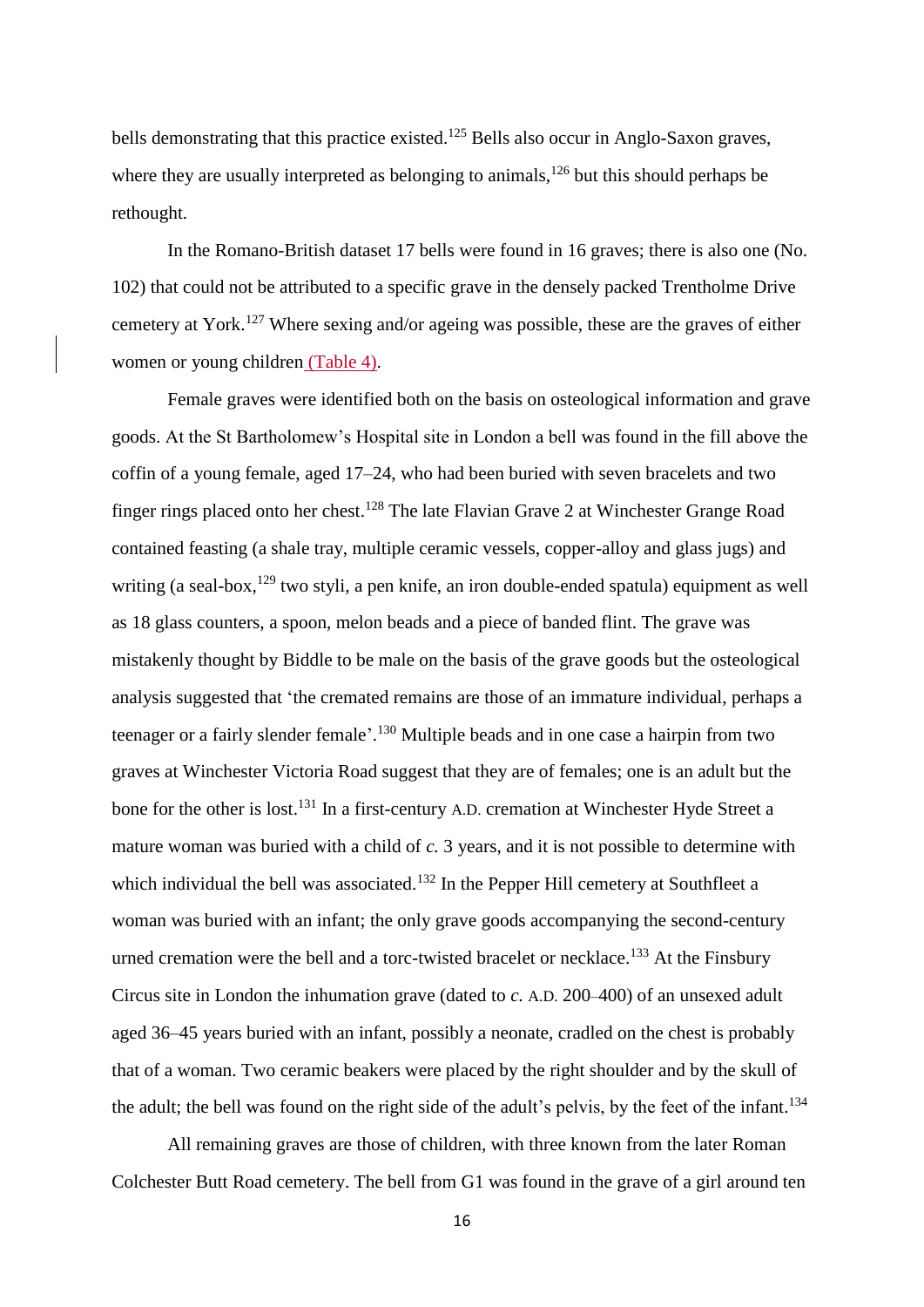bells demonstrating that this practice existed.[125] Bells also occur in Anglo-Saxon graves, where they are usually interpreted as belonging to animals,[126] but this should perhaps be rethought.

In the Romano-British dataset 17 bells were found in 16 graves; there is also one (No. 102) that could not be attributed to a specific grave in the densely packed Trentholme Drive cemetery at York.[127] Where sexing and/or ageing was possible, these are the graves of either women or young children (Table 4).

Female graves were identified both on the basis on osteological information and grave goods. At the St Bartholomew's Hospital site in London a bell was found in the fill above the coffin of a young female, aged 17–24, who had been buried with seven bracelets and two finger rings placed onto her chest.[128] The late Flavian Grave 2 at Winchester Grange Road contained feasting (a shale tray, multiple ceramic vessels, copper-alloy and glass jugs) and writing (a seal-box,[129] two styli, a pen knife, an iron double-ended spatula) equipment as well as 18 glass counters, a spoon, melon beads and a piece of banded flint. The grave was mistakenly thought by Biddle to be male on the basis of the grave goods but the osteological analysis suggested that 'the cremated remains are those of an immature individual, perhaps a teenager or a fairly slender female'.[130] Multiple beads and in one case a hairpin from two graves at Winchester Victoria Road suggest that they are of females; one is an adult but the bone for the other is lost.[131] In a first-century A.D. cremation at Winchester Hyde Street a mature woman was buried with a child of *c.* 3 years, and it is not possible to determine with which individual the bell was associated.[132] In the Pepper Hill cemetery at Southfleet a woman was buried with an infant; the only grave goods accompanying the second-century urned cremation were the bell and a torc-twisted bracelet or necklace.[133] At the Finsbury Circus site in London the inhumation grave (dated to *c.* A.D. 200–400) of an unsexed adult aged 36–45 years buried with an infant, possibly a neonate, cradled on the chest is probably that of a woman. Two ceramic beakers were placed by the right shoulder and by the skull of the adult; the bell was found on the right side of the adult's pelvis, by the feet of the infant.[134]

All remaining graves are those of children, with three known from the later Roman Colchester Butt Road cemetery. The bell from G1 was found in the grave of a girl around ten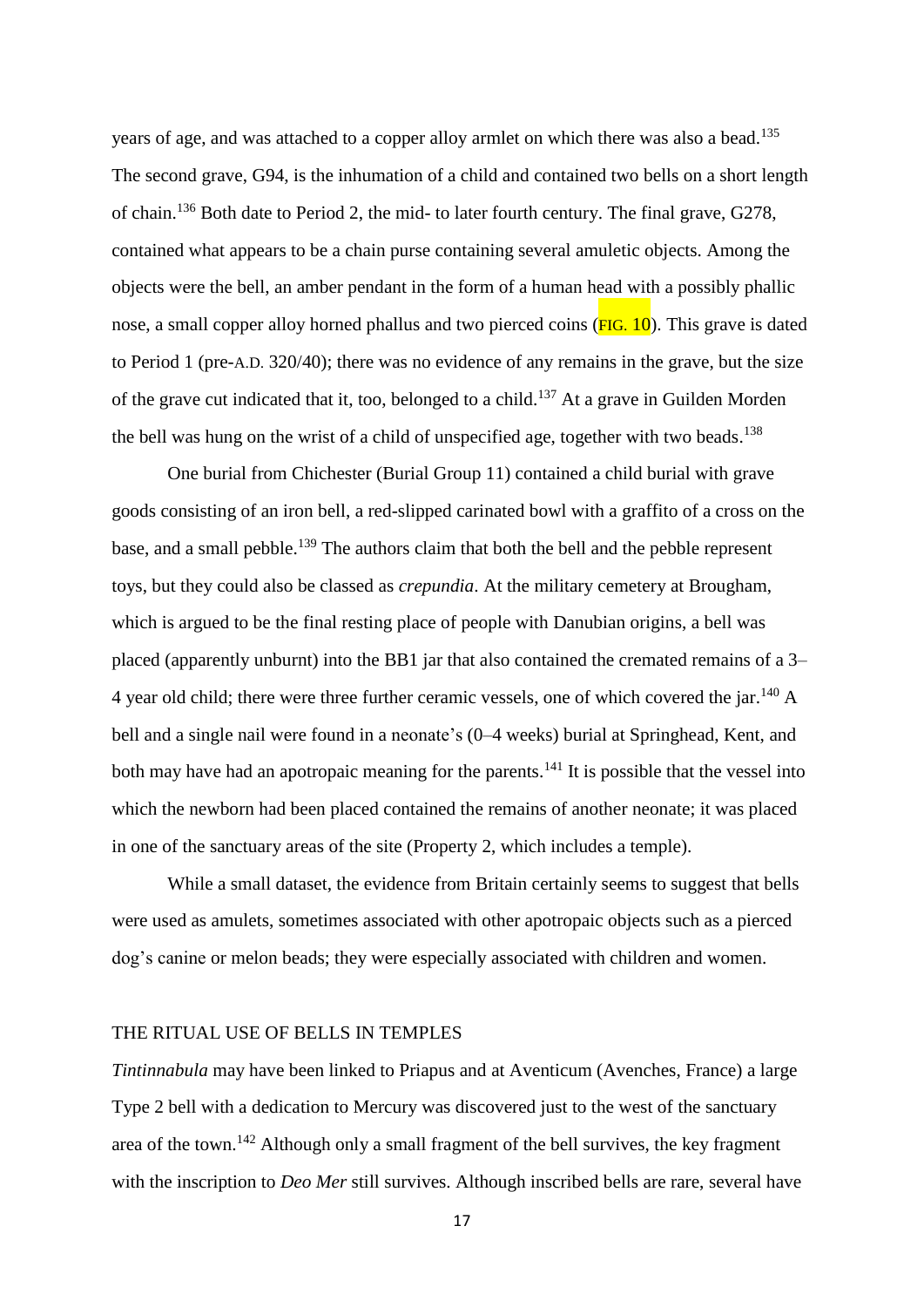years of age, and was attached to a copper alloy armlet on which there was also a bead.[135] The second grave, G94, is the inhumation of a child and contained two bells on a short length of chain.[136] Both date to Period 2, the mid- to later fourth century. The final grave, G278, contained what appears to be a chain purse containing several amuletic objects. Among the objects were the bell, an amber pendant in the form of a human head with a possibly phallic nose, a small copper alloy horned phallus and two pierced coins (FIG. 10). This grave is dated to Period 1 (pre-A.D. 320/40); there was no evidence of any remains in the grave, but the size of the grave cut indicated that it, too, belonged to a child.[137] At a grave in Guilden Morden the bell was hung on the wrist of a child of unspecified age, together with two beads.[138]

One burial from Chichester (Burial Group 11) contained a child burial with grave goods consisting of an iron bell, a red-slipped carinated bowl with a graffito of a cross on the base, and a small pebble.[139] The authors claim that both the bell and the pebble represent toys, but they could also be classed as *crepundia*. At the military cemetery at Brougham, which is argued to be the final resting place of people with Danubian origins, a bell was placed (apparently unburnt) into the BB1 jar that also contained the cremated remains of a 3–4 year old child; there were three further ceramic vessels, one of which covered the jar.[140] A bell and a single nail were found in a neonate's (0–4 weeks) burial at Springhead, Kent, and both may have had an apotropaic meaning for the parents.[141] It is possible that the vessel into which the newborn had been placed contained the remains of another neonate; it was placed in one of the sanctuary areas of the site (Property 2, which includes a temple).

While a small dataset, the evidence from Britain certainly seems to suggest that bells were used as amulets, sometimes associated with other apotropaic objects such as a pierced dog's canine or melon beads; they were especially associated with children and women.

## THE RITUAL USE OF BELLS IN TEMPLES

*Tintinnabula* may have been linked to Priapus and at Aventicum (Avenches, France) a large Type 2 bell with a dedication to Mercury was discovered just to the west of the sanctuary area of the town.[142] Although only a small fragment of the bell survives, the key fragment with the inscription to *Deo Mer* still survives. Although inscribed bells are rare, several have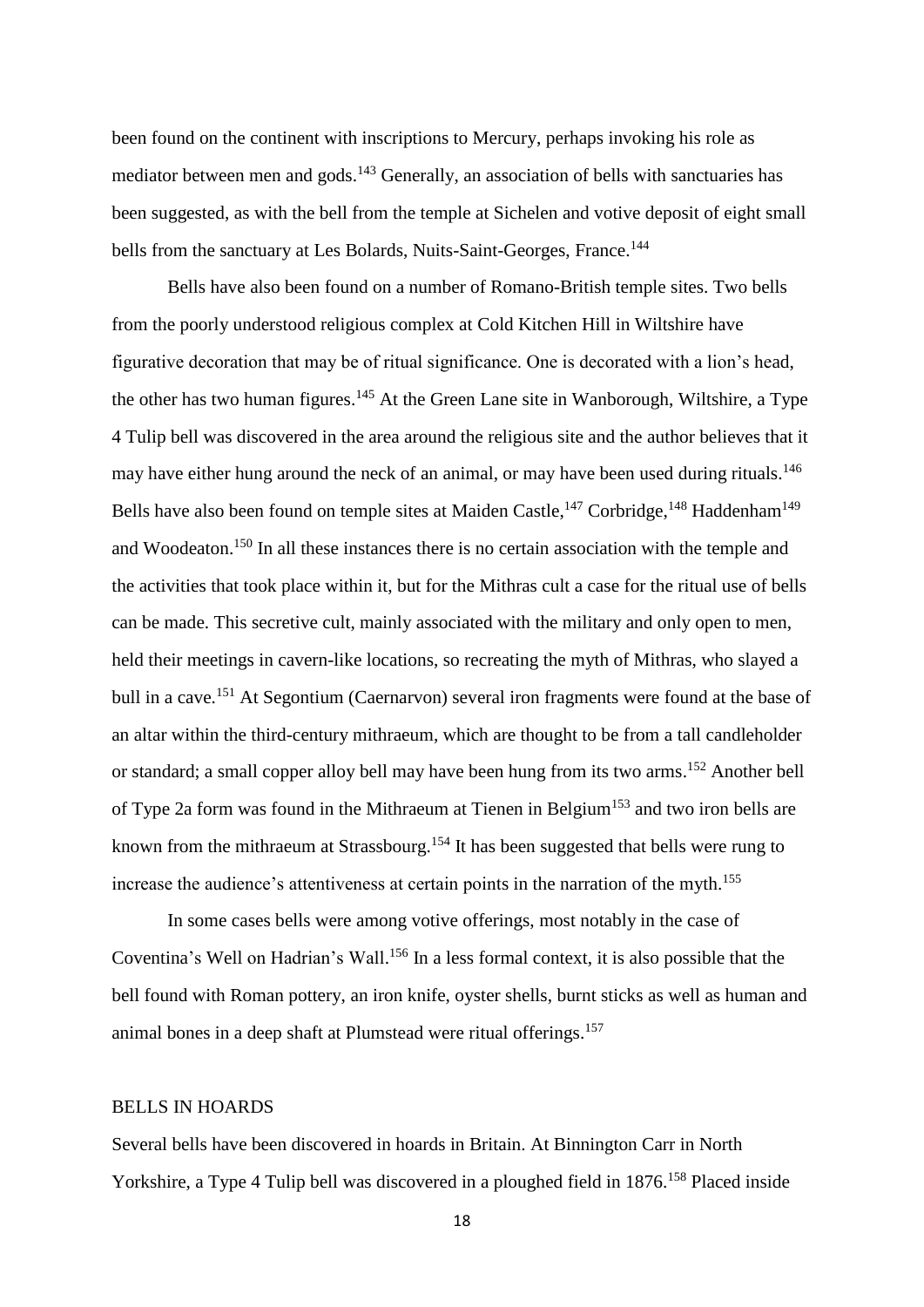been found on the continent with inscriptions to Mercury, perhaps invoking his role as mediator between men and gods.[143] Generally, an association of bells with sanctuaries has been suggested, as with the bell from the temple at Sichelen and votive deposit of eight small bells from the sanctuary at Les Bolards, Nuits-Saint-Georges, France.[144]

Bells have also been found on a number of Romano-British temple sites. Two bells from the poorly understood religious complex at Cold Kitchen Hill in Wiltshire have figurative decoration that may be of ritual significance. One is decorated with a lion's head, the other has two human figures.[145] At the Green Lane site in Wanborough, Wiltshire, a Type 4 Tulip bell was discovered in the area around the religious site and the author believes that it may have either hung around the neck of an animal, or may have been used during rituals.[146] Bells have also been found on temple sites at Maiden Castle,[147] Corbridge,[148] Haddenham[149] and Woodeaton.[150] In all these instances there is no certain association with the temple and the activities that took place within it, but for the Mithras cult a case for the ritual use of bells can be made. This secretive cult, mainly associated with the military and only open to men, held their meetings in cavern-like locations, so recreating the myth of Mithras, who slayed a bull in a cave.[151] At Segontium (Caernarvon) several iron fragments were found at the base of an altar within the third-century mithraeum, which are thought to be from a tall candleholder or standard; a small copper alloy bell may have been hung from its two arms.[152] Another bell of Type 2a form was found in the Mithraeum at Tienen in Belgium[153] and two iron bells are known from the mithraeum at Strassbourg.[154] It has been suggested that bells were rung to increase the audience's attentiveness at certain points in the narration of the myth.[155]

In some cases bells were among votive offerings, most notably in the case of Coventina's Well on Hadrian's Wall.[156] In a less formal context, it is also possible that the bell found with Roman pottery, an iron knife, oyster shells, burnt sticks as well as human and animal bones in a deep shaft at Plumstead were ritual offerings.[157]

## BELLS IN HOARDS

Several bells have been discovered in hoards in Britain. At Binnington Carr in North Yorkshire, a Type 4 Tulip bell was discovered in a ploughed field in 1876.[158] Placed inside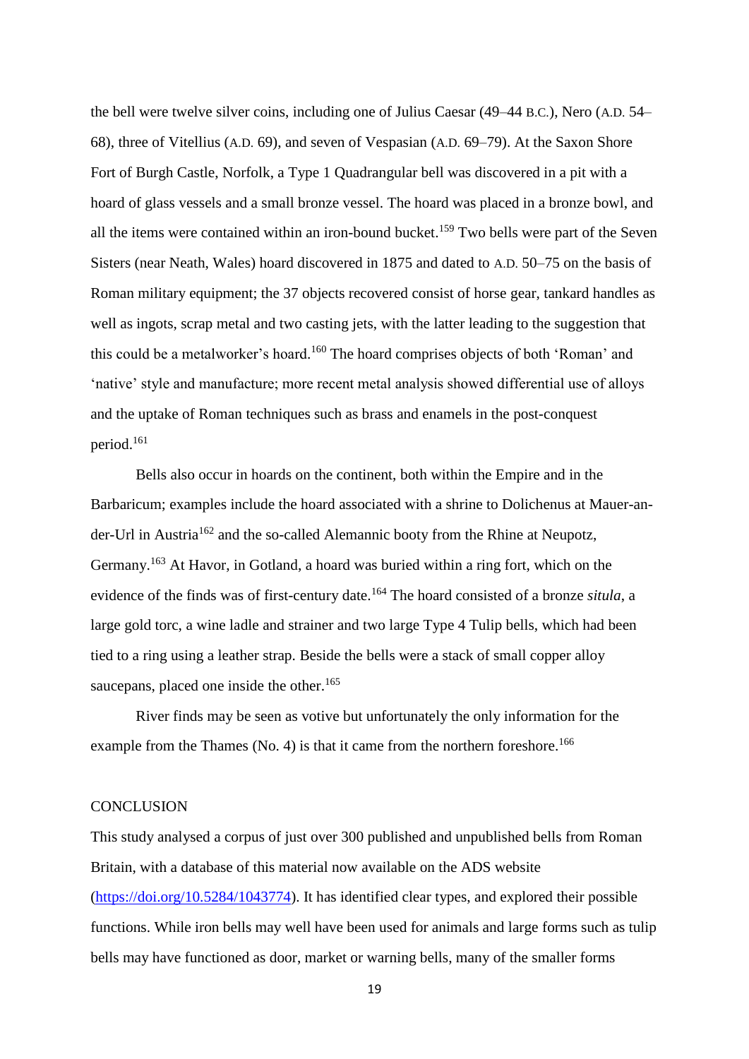the bell were twelve silver coins, including one of Julius Caesar (49–44 B.C.), Nero (A.D. 54–68), three of Vitellius (A.D. 69), and seven of Vespasian (A.D. 69–79). At the Saxon Shore Fort of Burgh Castle, Norfolk, a Type 1 Quadrangular bell was discovered in a pit with a hoard of glass vessels and a small bronze vessel. The hoard was placed in a bronze bowl, and all the items were contained within an iron-bound bucket.[159] Two bells were part of the Seven Sisters (near Neath, Wales) hoard discovered in 1875 and dated to A.D. 50–75 on the basis of Roman military equipment; the 37 objects recovered consist of horse gear, tankard handles as well as ingots, scrap metal and two casting jets, with the latter leading to the suggestion that this could be a metalworker's hoard.[160] The hoard comprises objects of both 'Roman' and 'native' style and manufacture; more recent metal analysis showed differential use of alloys and the uptake of Roman techniques such as brass and enamels in the post-conquest period.[161]

Bells also occur in hoards on the continent, both within the Empire and in the Barbaricum; examples include the hoard associated with a shrine to Dolichenus at Mauer-an-der-Url in Austria[162] and the so-called Alemannic booty from the Rhine at Neupotz, Germany.[163] At Havor, in Gotland, a hoard was buried within a ring fort, which on the evidence of the finds was of first-century date.[164] The hoard consisted of a bronze *situla*, a large gold torc, a wine ladle and strainer and two large Type 4 Tulip bells, which had been tied to a ring using a leather strap. Beside the bells were a stack of small copper alloy saucepans, placed one inside the other.[165]

River finds may be seen as votive but unfortunately the only information for the example from the Thames (No. 4) is that it came from the northern foreshore.[166]

## CONCLUSION

This study analysed a corpus of just over 300 published and unpublished bells from Roman Britain, with a database of this material now available on the ADS website (https://doi.org/10.5284/1043774). It has identified clear types, and explored their possible functions. While iron bells may well have been used for animals and large forms such as tulip bells may have functioned as door, market or warning bells, many of the smaller forms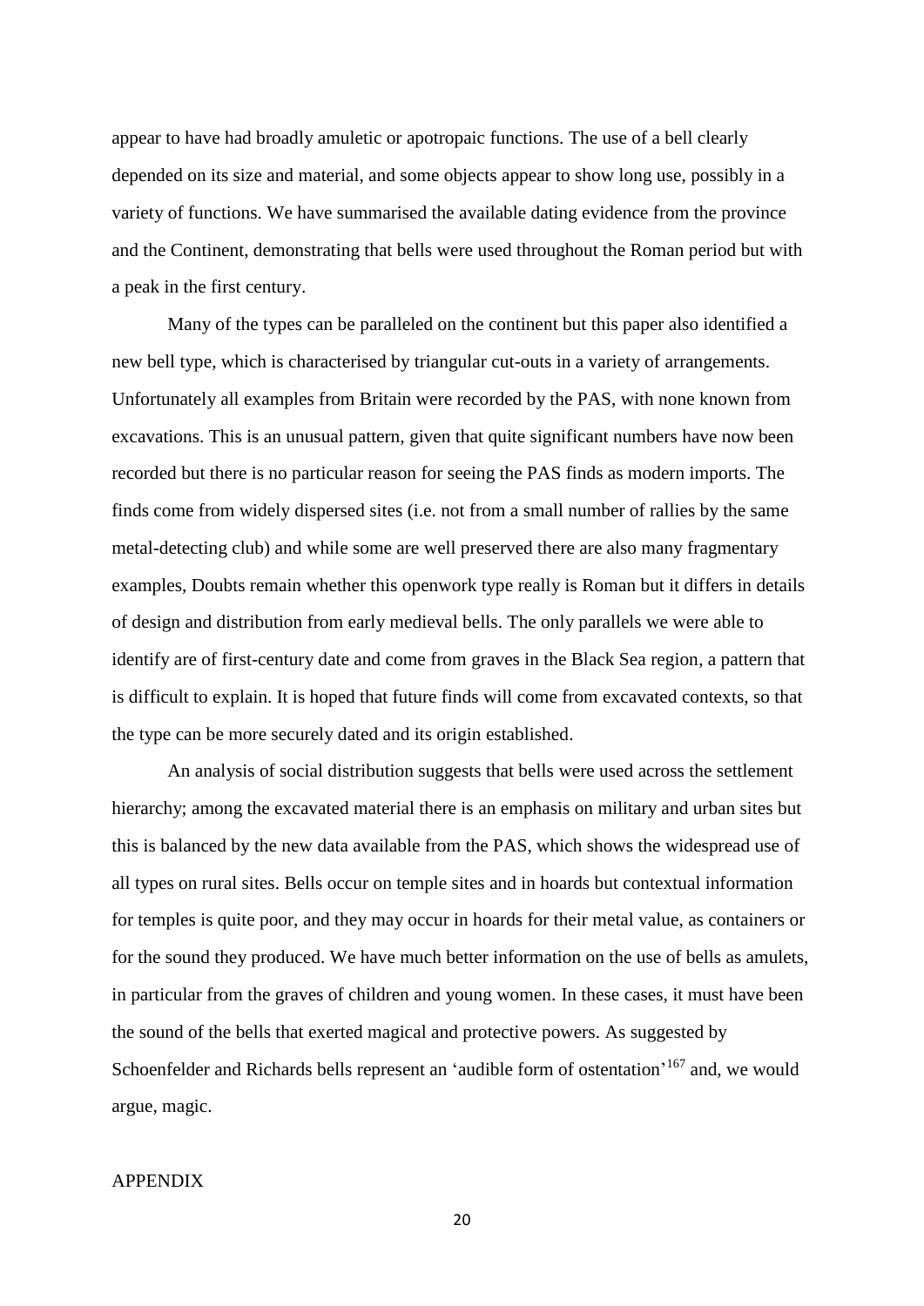appear to have had broadly amuletic or apotropaic functions. The use of a bell clearly depended on its size and material, and some objects appear to show long use, possibly in a variety of functions. We have summarised the available dating evidence from the province and the Continent, demonstrating that bells were used throughout the Roman period but with a peak in the first century.

Many of the types can be paralleled on the continent but this paper also identified a new bell type, which is characterised by triangular cut-outs in a variety of arrangements. Unfortunately all examples from Britain were recorded by the PAS, with none known from excavations. This is an unusual pattern, given that quite significant numbers have now been recorded but there is no particular reason for seeing the PAS finds as modern imports. The finds come from widely dispersed sites (i.e. not from a small number of rallies by the same metal-detecting club) and while some are well preserved there are also many fragmentary examples, Doubts remain whether this openwork type really is Roman but it differs in details of design and distribution from early medieval bells. The only parallels we were able to identify are of first-century date and come from graves in the Black Sea region, a pattern that is difficult to explain. It is hoped that future finds will come from excavated contexts, so that the type can be more securely dated and its origin established.

An analysis of social distribution suggests that bells were used across the settlement hierarchy; among the excavated material there is an emphasis on military and urban sites but this is balanced by the new data available from the PAS, which shows the widespread use of all types on rural sites. Bells occur on temple sites and in hoards but contextual information for temples is quite poor, and they may occur in hoards for their metal value, as containers or for the sound they produced. We have much better information on the use of bells as amulets, in particular from the graves of children and young women. In these cases, it must have been the sound of the bells that exerted magical and protective powers. As suggested by Schoenfelder and Richards bells represent an 'audible form of ostentation'[167] and, we would argue, magic.

APPENDIX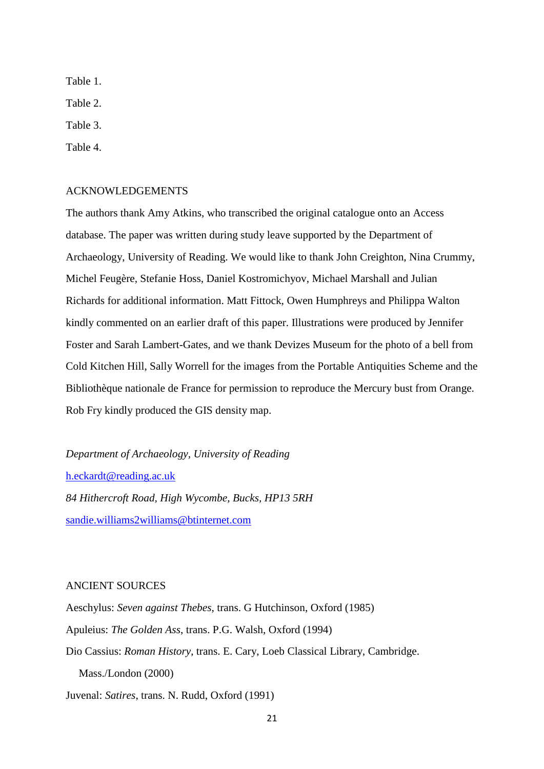Table 1.

Table 2.

Table 3.

Table 4.

## ACKNOWLEDGEMENTS

The authors thank Amy Atkins, who transcribed the original catalogue onto an Access database. The paper was written during study leave supported by the Department of Archaeology, University of Reading. We would like to thank John Creighton, Nina Crummy, Michel Feugère, Stefanie Hoss, Daniel Kostromichyov, Michael Marshall and Julian Richards for additional information. Matt Fittock, Owen Humphreys and Philippa Walton kindly commented on an earlier draft of this paper. Illustrations were produced by Jennifer Foster and Sarah Lambert-Gates, and we thank Devizes Museum for the photo of a bell from Cold Kitchen Hill, Sally Worrell for the images from the Portable Antiquities Scheme and the Bibliothèque nationale de France for permission to reproduce the Mercury bust from Orange. Rob Fry kindly produced the GIS density map.

*Department of Archaeology, University of Reading*

h.eckardt@reading.ac.uk

*84 Hithercroft Road, High Wycombe, Bucks, HP13 5RH*

sandie.williams2williams@btinternet.com

## ANCIENT SOURCES

Aeschylus: *Seven against Thebes*, trans. G Hutchinson, Oxford (1985)

Apuleius: *The Golden Ass*, trans. P.G. Walsh, Oxford (1994)

Dio Cassius: *Roman History*, trans. E. Cary, Loeb Classical Library, Cambridge. Mass./London (2000)

Juvenal: *Satires*, trans. N. Rudd, Oxford (1991)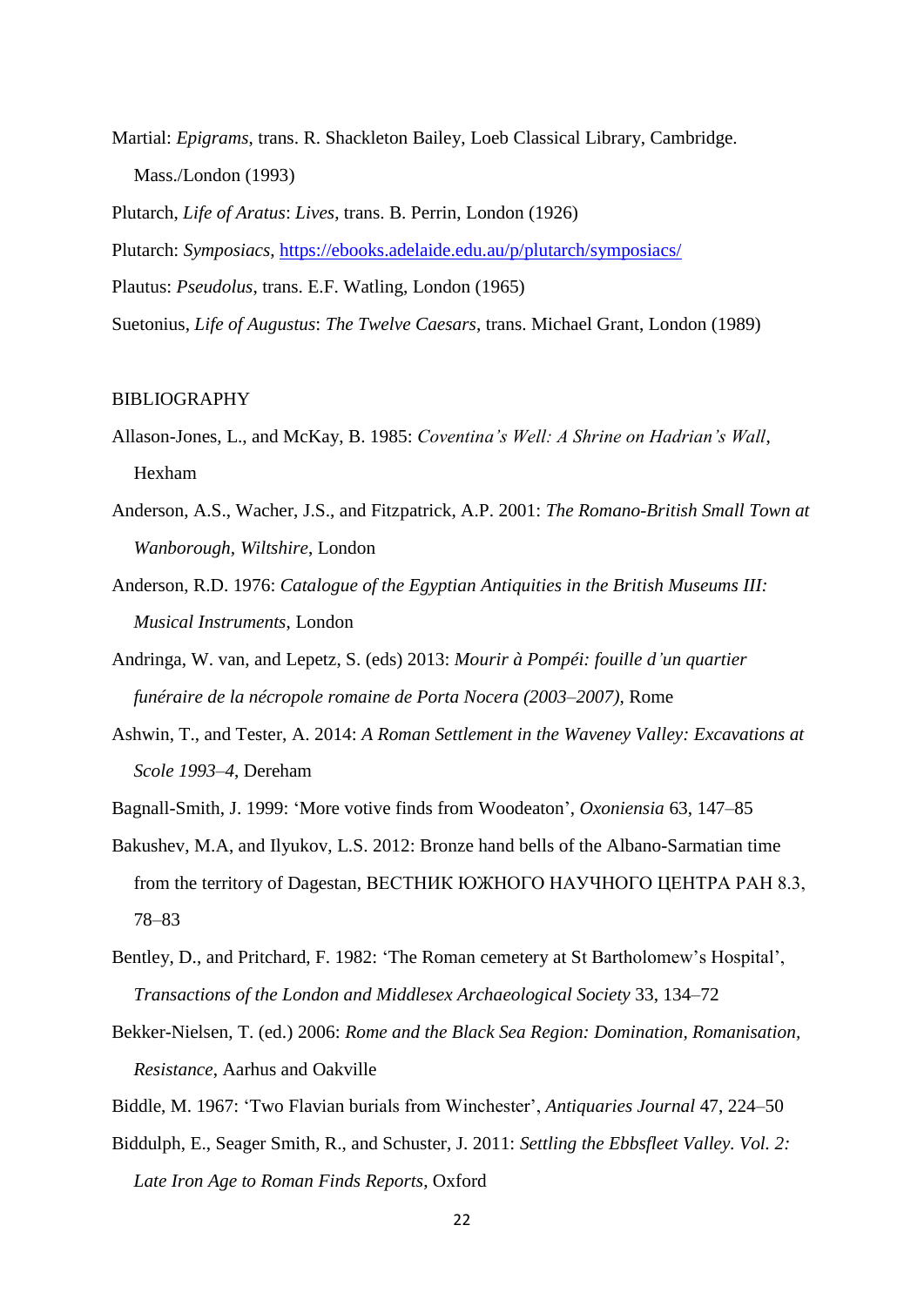Martial: *Epigrams*, trans. R. Shackleton Bailey, Loeb Classical Library, Cambridge. Mass./London (1993)

Plutarch, *Life of Aratus*: *Lives*, trans. B. Perrin, London (1926)

Plutarch: *Symposiacs*, https://ebooks.adelaide.edu.au/p/plutarch/symposiacs/

Plautus: *Pseudolus*, trans. E.F. Watling, London (1965)

Suetonius, *Life of Augustus*: *The Twelve Caesars*, trans. Michael Grant, London (1989)

BIBLIOGRAPHY

Allason-Jones, L., and McKay, B. 1985: *Coventina's Well: A Shrine on Hadrian's Wall*, Hexham

Anderson, A.S., Wacher, J.S., and Fitzpatrick, A.P. 2001: *The Romano-British Small Town at Wanborough, Wiltshire*, London

Anderson, R.D. 1976: *Catalogue of the Egyptian Antiquities in the British Museums III: Musical Instruments*, London

Andringa, W. van, and Lepetz, S. (eds) 2013: *Mourir à Pompéi: fouille d'un quartier funéraire de la nécropole romaine de Porta Nocera (2003–2007)*, Rome

Ashwin, T., and Tester, A. 2014: *A Roman Settlement in the Waveney Valley: Excavations at Scole 1993–4*, Dereham

Bagnall-Smith, J. 1999: 'More votive finds from Woodeaton', *Oxoniensia* 63, 147–85

Bakushev, M.A, and Ilyukov, L.S. 2012: Bronze hand bells of the Albano-Sarmatian time from the territory of Dagestan, ВЕСТНИК ЮЖНОГО НАУЧНОГО ЦЕНТРА РАН 8.3, 78–83

Bentley, D., and Pritchard, F. 1982: 'The Roman cemetery at St Bartholomew's Hospital', *Transactions of the London and Middlesex Archaeological Society* 33, 134–72

Bekker-Nielsen, T. (ed.) 2006: *Rome and the Black Sea Region: Domination, Romanisation, Resistance*, Aarhus and Oakville

Biddle, M. 1967: 'Two Flavian burials from Winchester', *Antiquaries Journal* 47, 224–50

Biddulph, E., Seager Smith, R., and Schuster, J. 2011: *Settling the Ebbsfleet Valley. Vol. 2: Late Iron Age to Roman Finds Reports*, Oxford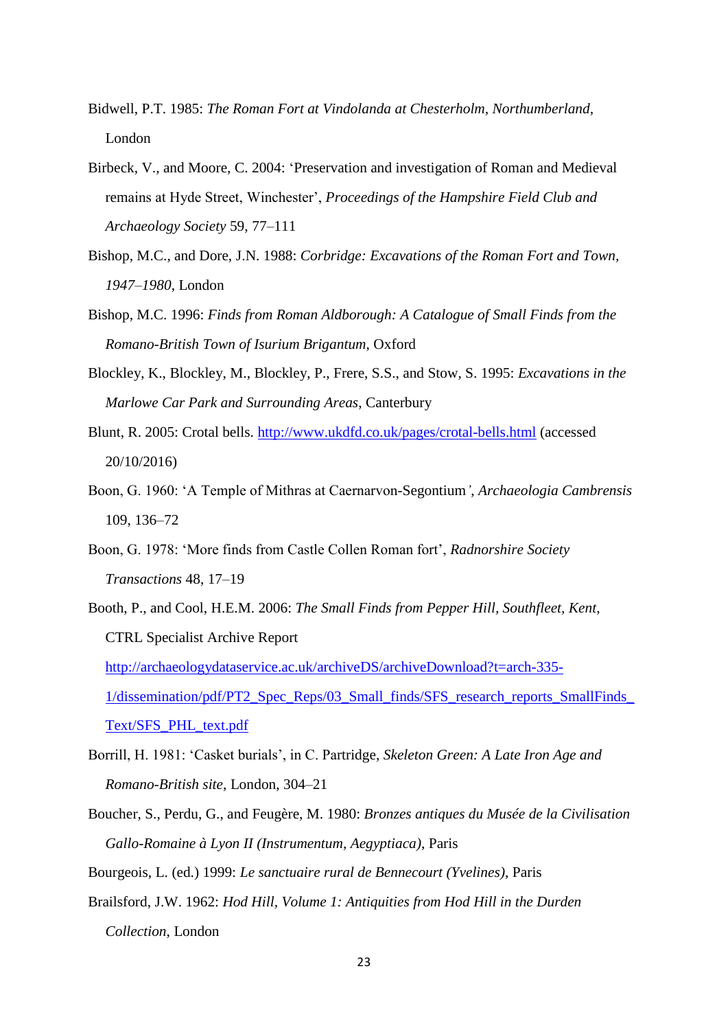Bidwell, P.T. 1985: *The Roman Fort at Vindolanda at Chesterholm, Northumberland*, London

Birbeck, V., and Moore, C. 2004: 'Preservation and investigation of Roman and Medieval remains at Hyde Street, Winchester', *Proceedings of the Hampshire Field Club and Archaeology Society* 59, 77–111

Bishop, M.C., and Dore, J.N. 1988: *Corbridge: Excavations of the Roman Fort and Town, 1947–1980*, London

Bishop, M.C. 1996: *Finds from Roman Aldborough: A Catalogue of Small Finds from the Romano-British Town of Isurium Brigantum*, Oxford

Blockley, K., Blockley, M., Blockley, P., Frere, S.S., and Stow, S. 1995: *Excavations in the Marlowe Car Park and Surrounding Areas*, Canterbury

Blunt, R. 2005: Crotal bells. http://www.ukdfd.co.uk/pages/crotal-bells.html (accessed 20/10/2016)

Boon, G. 1960: 'A Temple of Mithras at Caernarvon-Segontium', *Archaeologia Cambrensis* 109, 136–72

Boon, G. 1978: 'More finds from Castle Collen Roman fort', *Radnorshire Society Transactions* 48, 17–19

Booth, P., and Cool, H.E.M. 2006: *The Small Finds from Pepper Hill, Southfleet, Kent*, CTRL Specialist Archive Report http://archaeologydataservice.ac.uk/archiveDS/archiveDownload?t=arch-335-1/dissemination/pdf/PT2_Spec_Reps/03_Small_finds/SFS_research_reports_SmallFinds_Text/SFS_PHL_text.pdf

Borrill, H. 1981: 'Casket burials', in C. Partridge, *Skeleton Green: A Late Iron Age and Romano-British site*, London, 304–21

Boucher, S., Perdu, G., and Feugère, M. 1980: *Bronzes antiques du Musée de la Civilisation Gallo-Romaine à Lyon II (Instrumentum, Aegyptiaca)*, Paris

Bourgeois, L. (ed.) 1999: *Le sanctuaire rural de Bennecourt (Yvelines)*, Paris

Brailsford, J.W. 1962: *Hod Hill, Volume 1: Antiquities from Hod Hill in the Durden Collection*, London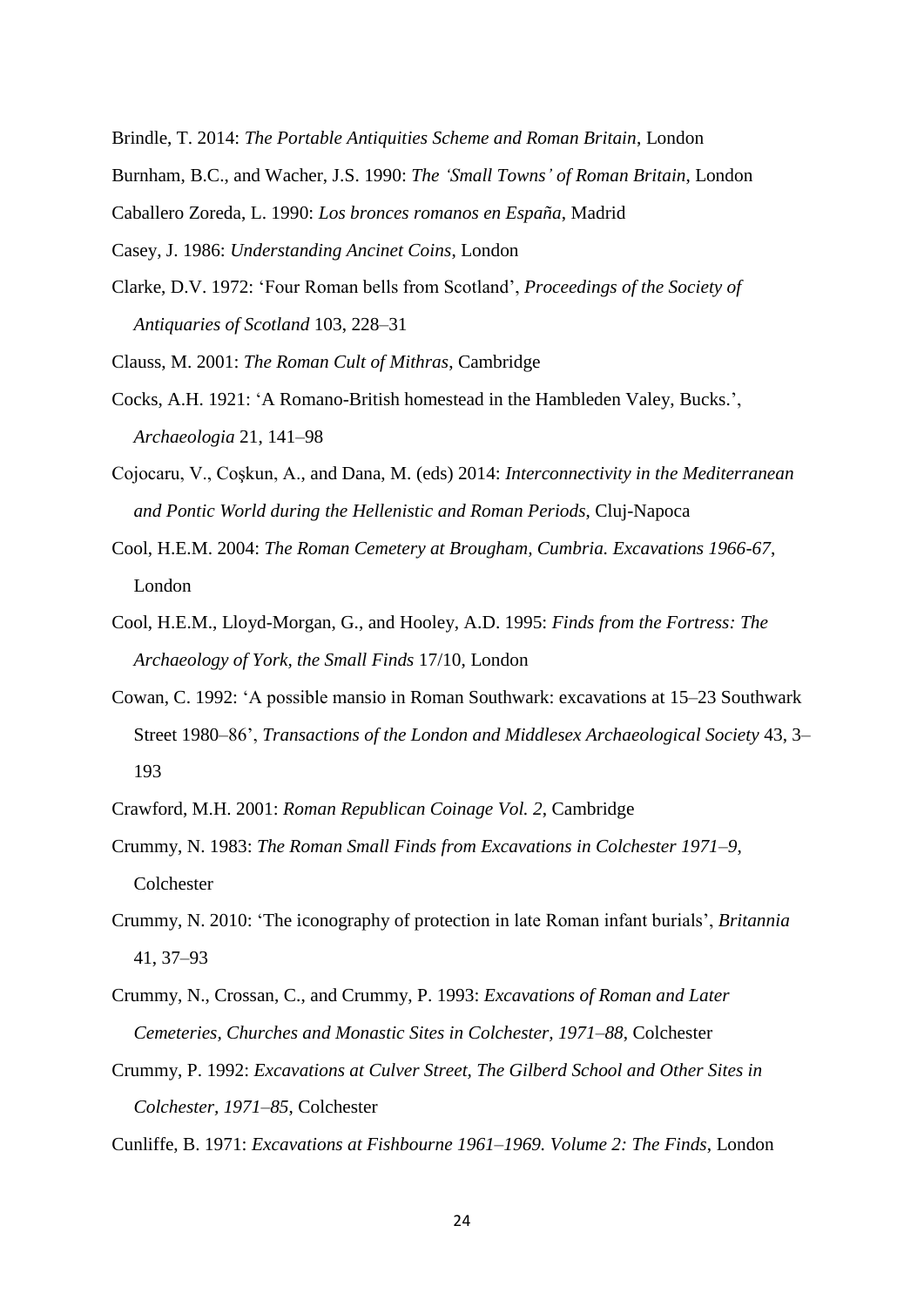Brindle, T. 2014: *The Portable Antiquities Scheme and Roman Britain*, London

Burnham, B.C., and Wacher, J.S. 1990: *The 'Small Towns' of Roman Britain*, London

Caballero Zoreda, L. 1990: *Los bronces romanos en España*, Madrid

Casey, J. 1986: *Understanding Ancinet Coins*, London

Clarke, D.V. 1972: 'Four Roman bells from Scotland', *Proceedings of the Society of Antiquaries of Scotland* 103, 228–31

Clauss, M. 2001: *The Roman Cult of Mithras*, Cambridge

Cocks, A.H. 1921: 'A Romano-British homestead in the Hambleden Valey, Bucks.', *Archaeologia* 21, 141–98

Cojocaru, V., Coşkun, A., and Dana, M. (eds) 2014: *Interconnectivity in the Mediterranean and Pontic World during the Hellenistic and Roman Periods*, Cluj-Napoca

Cool, H.E.M. 2004: *The Roman Cemetery at Brougham, Cumbria. Excavations 1966-67*, London

Cool, H.E.M., Lloyd-Morgan, G., and Hooley, A.D. 1995: *Finds from the Fortress: The Archaeology of York, the Small Finds* 17/10, London

Cowan, C. 1992: 'A possible mansio in Roman Southwark: excavations at 15–23 Southwark Street 1980–86', *Transactions of the London and Middlesex Archaeological Society* 43, 3–193

Crawford, M.H. 2001: *Roman Republican Coinage Vol. 2*, Cambridge

Crummy, N. 1983: *The Roman Small Finds from Excavations in Colchester 1971–9*, Colchester

Crummy, N. 2010: 'The iconography of protection in late Roman infant burials', *Britannia* 41, 37–93

Crummy, N., Crossan, C., and Crummy, P. 1993: *Excavations of Roman and Later Cemeteries, Churches and Monastic Sites in Colchester, 1971–88*, Colchester

Crummy, P. 1992: *Excavations at Culver Street, The Gilberd School and Other Sites in Colchester, 1971–85*, Colchester

Cunliffe, B. 1971: *Excavations at Fishbourne 1961–1969. Volume 2: The Finds*, London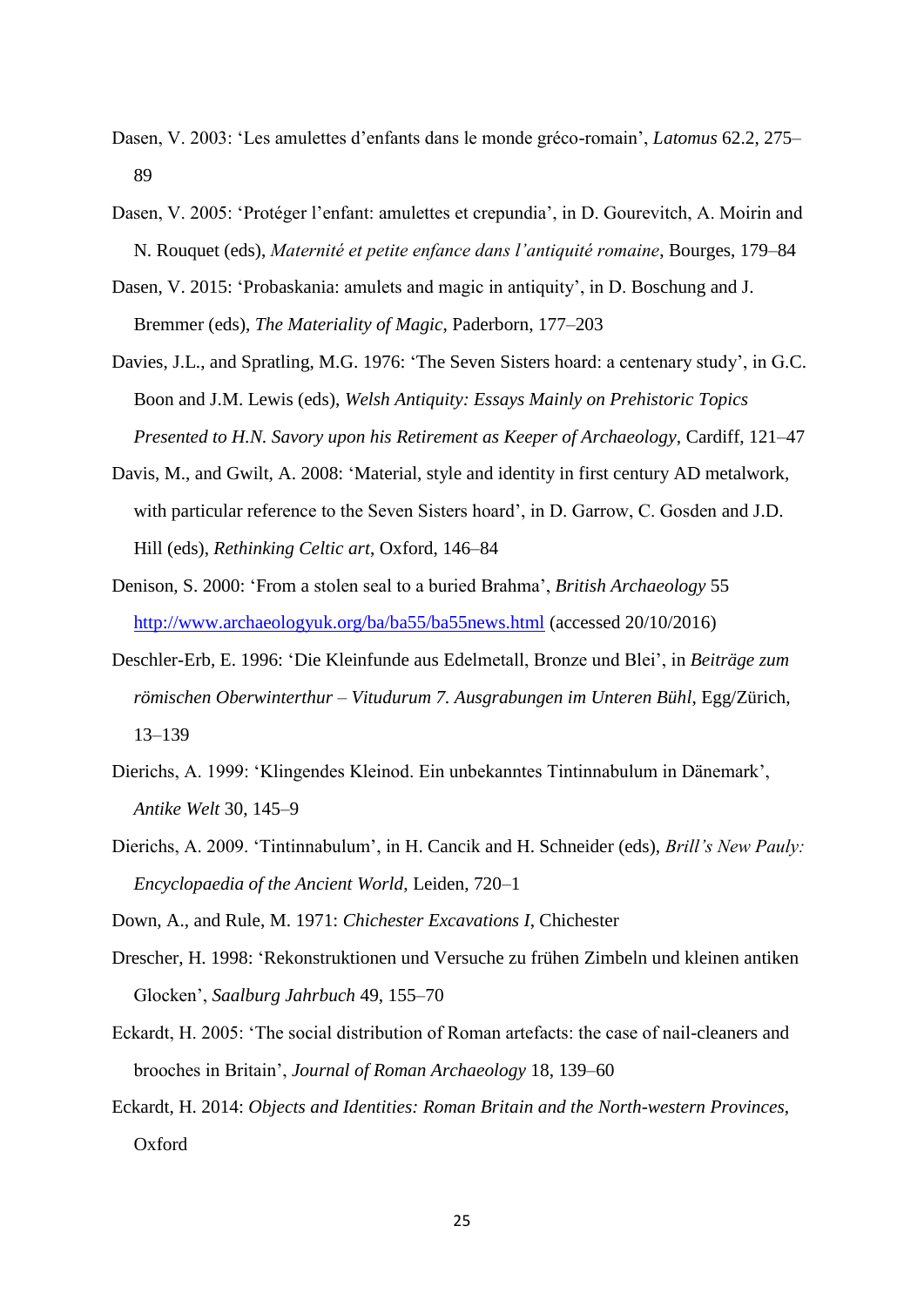Dasen, V. 2003: ‘Les amulettes d’enfants dans le monde gréco-romain’, *Latomus* 62.2, 275–89

Dasen, V. 2005: ‘Protéger l’enfant: amulettes et crepundia’, in D. Gourevitch, A. Moirin and N. Rouquet (eds), *Maternité et petite enfance dans l’antiquité romaine*, Bourges, 179–84

Dasen, V. 2015: ‘Probaskania: amulets and magic in antiquity’, in D. Boschung and J. Bremmer (eds), *The Materiality of Magic*, Paderborn, 177–203

Davies, J.L., and Spratling, M.G. 1976: ‘The Seven Sisters hoard: a centenary study’, in G.C. Boon and J.M. Lewis (eds), *Welsh Antiquity: Essays Mainly on Prehistoric Topics Presented to H.N. Savory upon his Retirement as Keeper of Archaeology*, Cardiff, 121–47

Davis, M., and Gwilt, A. 2008: ‘Material, style and identity in first century AD metalwork, with particular reference to the Seven Sisters hoard’, in D. Garrow, C. Gosden and J.D. Hill (eds), *Rethinking Celtic art*, Oxford, 146–84

Denison, S. 2000: ‘From a stolen seal to a buried Brahma’, *British Archaeology* 55 http://www.archaeologyuk.org/ba/ba55/ba55news.html (accessed 20/10/2016)

Deschler-Erb, E. 1996: ‘Die Kleinfunde aus Edelmetall, Bronze und Blei’, in *Beiträge zum römischen Oberwinterthur – Vitudurum 7. Ausgrabungen im Unteren Bühl*, Egg/Zürich, 13–139

Dierichs, A. 1999: ‘Klingendes Kleinod. Ein unbekanntes Tintinnabulum in Dänemark’, *Antike Welt* 30, 145–9

Dierichs, A. 2009. ‘Tintinnabulum’, in H. Cancik and H. Schneider (eds), *Brill’s New Pauly: Encyclopaedia of the Ancient World*, Leiden, 720–1

Down, A., and Rule, M. 1971: *Chichester Excavations I*, Chichester

Drescher, H. 1998: ‘Rekonstruktionen und Versuche zu frühen Zimbeln und kleinen antiken Glocken’, *Saalburg Jahrbuch* 49, 155–70

Eckardt, H. 2005: ‘The social distribution of Roman artefacts: the case of nail-cleaners and brooches in Britain’, *Journal of Roman Archaeology* 18, 139–60

Eckardt, H. 2014: *Objects and Identities: Roman Britain and the North-western Provinces*, Oxford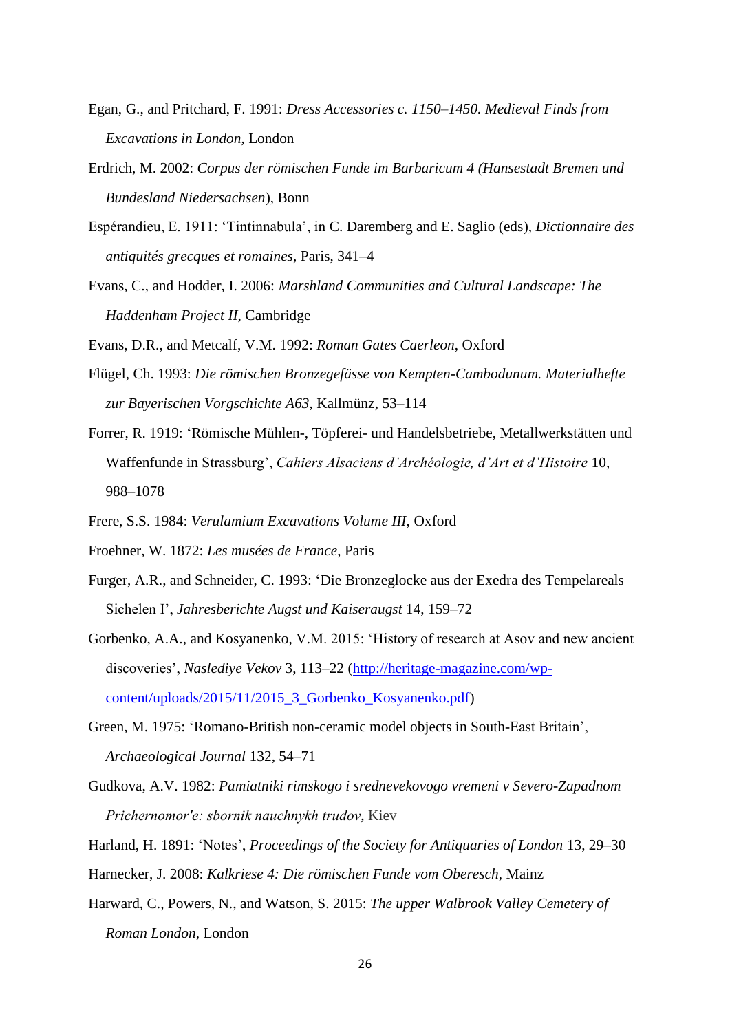Egan, G., and Pritchard, F. 1991: *Dress Accessories c. 1150–1450. Medieval Finds from Excavations in London*, London

Erdrich, M. 2002: *Corpus der römischen Funde im Barbaricum 4 (Hansestadt Bremen und Bundesland Niedersachsen*), Bonn

Espérandieu, E. 1911: 'Tintinnabula', in C. Daremberg and E. Saglio (eds), *Dictionnaire des antiquités grecques et romaines*, Paris, 341–4

Evans, C., and Hodder, I. 2006: *Marshland Communities and Cultural Landscape: The Haddenham Project II*, Cambridge

Evans, D.R., and Metcalf, V.M. 1992: *Roman Gates Caerleon*, Oxford

Flügel, Ch. 1993: *Die römischen Bronzegefässe von Kempten-Cambodunum. Materialhefte zur Bayerischen Vorgschichte A63*, Kallmünz, 53–114

Forrer, R. 1919: 'Römische Mühlen-, Töpferei- und Handelsbetriebe, Metallwerkstätten und Waffenfunde in Strassburg', *Cahiers Alsaciens d'Archéologie, d'Art et d'Histoire* 10, 988–1078

Frere, S.S. 1984: *Verulamium Excavations Volume III*, Oxford

Froehner, W. 1872: *Les musées de France*, Paris

Furger, A.R., and Schneider, C. 1993: 'Die Bronzeglocke aus der Exedra des Tempelareals Sichelen I', *Jahresberichte Augst und Kaiseraugst* 14, 159–72

Gorbenko, A.A., and Kosyanenko, V.M. 2015: 'History of research at Asov and new ancient discoveries', *Naslediye Vekov* 3, 113–22 ([http://heritage-magazine.com/wp-content/uploads/2015/11/2015_3_Gorbenko_Kosyanenko.pdf](http://heritage-magazine.com/wp-content/uploads/2015/11/2015_3_Gorbenko_Kosyanenko.pdf))

Green, M. 1975: 'Romano-British non-ceramic model objects in South-East Britain', *Archaeological Journal* 132, 54–71

Gudkova, A.V. 1982: *Pamiatniki rimskogo i srednevekovogo vremeni v Severo-Zapadnom Prichernomor'e: sbornik nauchnykh trudov*, Kiev

Harland, H. 1891: 'Notes', *Proceedings of the Society for Antiquaries of London* 13, 29–30

Harnecker, J. 2008: *Kalkriese 4: Die römischen Funde vom Oberesch*, Mainz

Harward, C., Powers, N., and Watson, S. 2015: *The upper Walbrook Valley Cemetery of Roman London*, London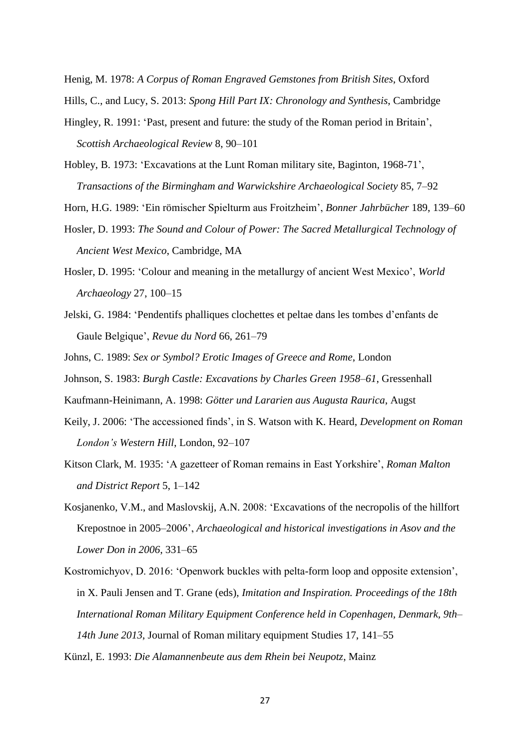Henig, M. 1978: *A Corpus of Roman Engraved Gemstones from British Sites*, Oxford

Hills, C., and Lucy, S. 2013: *Spong Hill Part IX: Chronology and Synthesis*, Cambridge

Hingley, R. 1991: 'Past, present and future: the study of the Roman period in Britain', *Scottish Archaeological Review* 8, 90–101

Hobley, B. 1973: 'Excavations at the Lunt Roman military site, Baginton, 1968-71', *Transactions of the Birmingham and Warwickshire Archaeological Society* 85, 7–92

Horn, H.G. 1989: 'Ein römischer Spielturm aus Froitzheim', *Bonner Jahrbücher* 189, 139–60

Hosler, D. 1993: *The Sound and Colour of Power: The Sacred Metallurgical Technology of Ancient West Mexico*, Cambridge, MA

Hosler, D. 1995: 'Colour and meaning in the metallurgy of ancient West Mexico', *World Archaeology* 27, 100–15

Jelski, G. 1984: 'Pendentifs phalliques clochettes et peltae dans les tombes d'enfants de Gaule Belgique', *Revue du Nord* 66, 261–79

Johns, C. 1989: *Sex or Symbol? Erotic Images of Greece and Rome*, London

Johnson, S. 1983: *Burgh Castle: Excavations by Charles Green 1958–61*, Gressenhall

Kaufmann-Heinimann, A. 1998: *Götter und Lararien aus Augusta Raurica*, Augst

Keily, J. 2006: 'The accessioned finds', in S. Watson with K. Heard, *Development on Roman London's Western Hill*, London, 92–107

Kitson Clark, M. 1935: 'A gazetteer of Roman remains in East Yorkshire', *Roman Malton and District Report* 5, 1–142

Kosjanenko, V.M., and Maslovskij, A.N. 2008: 'Excavations of the necropolis of the hillfort Krepostnoe in 2005–2006', *Archaeological and historical investigations in Asov and the Lower Don in 2006*, 331–65

Kostromichyov, D. 2016: 'Openwork buckles with pelta-form loop and opposite extension', in X. Pauli Jensen and T. Grane (eds), *Imitation and Inspiration. Proceedings of the 18th International Roman Military Equipment Conference held in Copenhagen, Denmark, 9th–14th June 2013*, Journal of Roman military equipment Studies 17, 141–55

Künzl, E. 1993: *Die Alamannenbeute aus dem Rhein bei Neupotz*, Mainz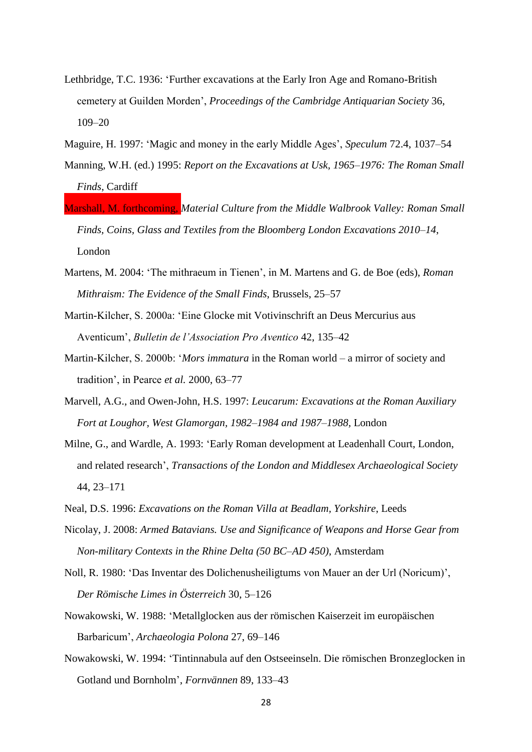Lethbridge, T.C. 1936: 'Further excavations at the Early Iron Age and Romano-British cemetery at Guilden Morden', *Proceedings of the Cambridge Antiquarian Society* 36, 109–20

Maguire, H. 1997: 'Magic and money in the early Middle Ages', *Speculum* 72.4, 1037–54

Manning, W.H. (ed.) 1995: *Report on the Excavations at Usk, 1965–1976: The Roman Small Finds*, Cardiff

Marshall, M. forthcoming, *Material Culture from the Middle Walbrook Valley: Roman Small Finds, Coins, Glass and Textiles from the Bloomberg London Excavations 2010–14*, London

Martens, M. 2004: 'The mithraeum in Tienen', in M. Martens and G. de Boe (eds), *Roman Mithraism: The Evidence of the Small Finds*, Brussels, 25–57

Martin-Kilcher, S. 2000a: 'Eine Glocke mit Votivinschrift an Deus Mercurius aus Aventicum', *Bulletin de l'Association Pro Aventico* 42, 135–42

Martin-Kilcher, S. 2000b: '*Mors immatura* in the Roman world – a mirror of society and tradition', in Pearce *et al.* 2000, 63–77

Marvell, A.G., and Owen-John, H.S. 1997: *Leucarum: Excavations at the Roman Auxiliary Fort at Loughor, West Glamorgan, 1982–1984 and 1987–1988*, London

Milne, G., and Wardle, A. 1993: 'Early Roman development at Leadenhall Court, London, and related research', *Transactions of the London and Middlesex Archaeological Society* 44, 23–171

Neal, D.S. 1996: *Excavations on the Roman Villa at Beadlam, Yorkshire*, Leeds

Nicolay, J. 2008: *Armed Batavians. Use and Significance of Weapons and Horse Gear from Non-military Contexts in the Rhine Delta (50 BC–AD 450)*, Amsterdam

Noll, R. 1980: 'Das Inventar des Dolichenusheiligtums von Mauer an der Url (Noricum)', *Der Römische Limes in Österreich* 30, 5–126

Nowakowski, W. 1988: 'Metallglocken aus der römischen Kaiserzeit im europäischen Barbaricum', *Archaeologia Polona* 27, 69–146

Nowakowski, W. 1994: 'Tintinnabula auf den Ostseeinseln. Die römischen Bronzeglocken in Gotland und Bornholm', *Fornvännen* 89, 133–43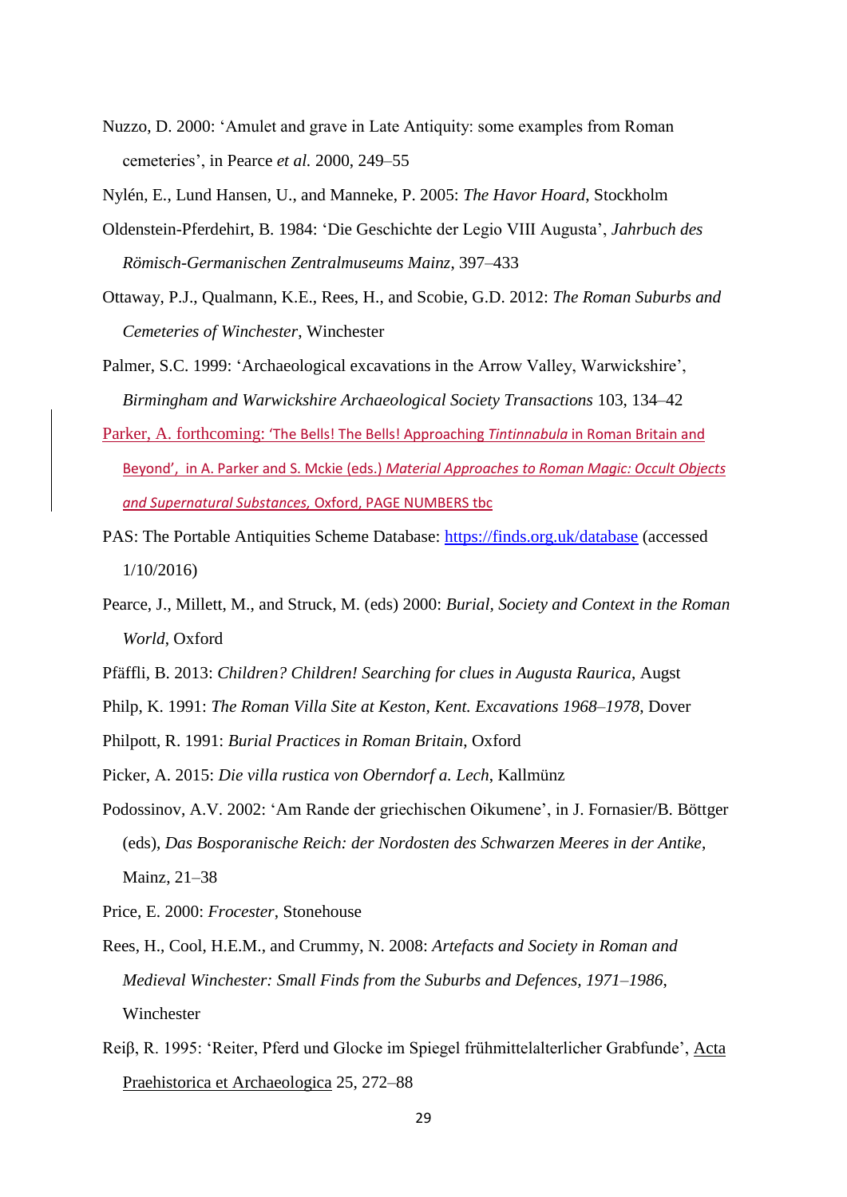Nuzzo, D. 2000: 'Amulet and grave in Late Antiquity: some examples from Roman cemeteries', in Pearce *et al.* 2000, 249–55

Nylén, E., Lund Hansen, U., and Manneke, P. 2005: *The Havor Hoard*, Stockholm

Oldenstein-Pferdehirt, B. 1984: 'Die Geschichte der Legio VIII Augusta', *Jahrbuch des Römisch-Germanischen Zentralmuseums Mainz*, 397–433

Ottaway, P.J., Qualmann, K.E., Rees, H., and Scobie, G.D. 2012: *The Roman Suburbs and Cemeteries of Winchester*, Winchester

Palmer, S.C. 1999: 'Archaeological excavations in the Arrow Valley, Warwickshire', *Birmingham and Warwickshire Archaeological Society Transactions* 103, 134–42

Parker, A. forthcoming: 'The Bells! The Bells! Approaching *Tintinnabula* in Roman Britain and Beyond', in A. Parker and S. Mckie (eds.) *Material Approaches to Roman Magic: Occult Objects and Supernatural Substances*, Oxford, PAGE NUMBERS tbc

PAS: The Portable Antiquities Scheme Database: https://finds.org.uk/database (accessed 1/10/2016)

Pearce, J., Millett, M., and Struck, M. (eds) 2000: *Burial, Society and Context in the Roman World*, Oxford

Pfäffli, B. 2013: *Children? Children! Searching for clues in Augusta Raurica*, Augst

Philp, K. 1991: *The Roman Villa Site at Keston, Kent. Excavations 1968–1978*, Dover

Philpott, R. 1991: *Burial Practices in Roman Britain*, Oxford

Picker, A. 2015: *Die villa rustica von Oberndorf a. Lech*, Kallmünz

Podossinov, A.V. 2002: 'Am Rande der griechischen Oikumene', in J. Fornasier/B. Böttger (eds), *Das Bosporanische Reich: der Nordosten des Schwarzen Meeres in der Antike*, Mainz, 21–38

Price, E. 2000: *Frocester*, Stonehouse

Rees, H., Cool, H.E.M., and Crummy, N. 2008: *Artefacts and Society in Roman and Medieval Winchester: Small Finds from the Suburbs and Defences, 1971–1986*, Winchester

Reiβ, R. 1995: 'Reiter, Pferd und Glocke im Spiegel frühmittelalterlicher Grabfunde', Acta Praehistorica et Archaeologica 25, 272–88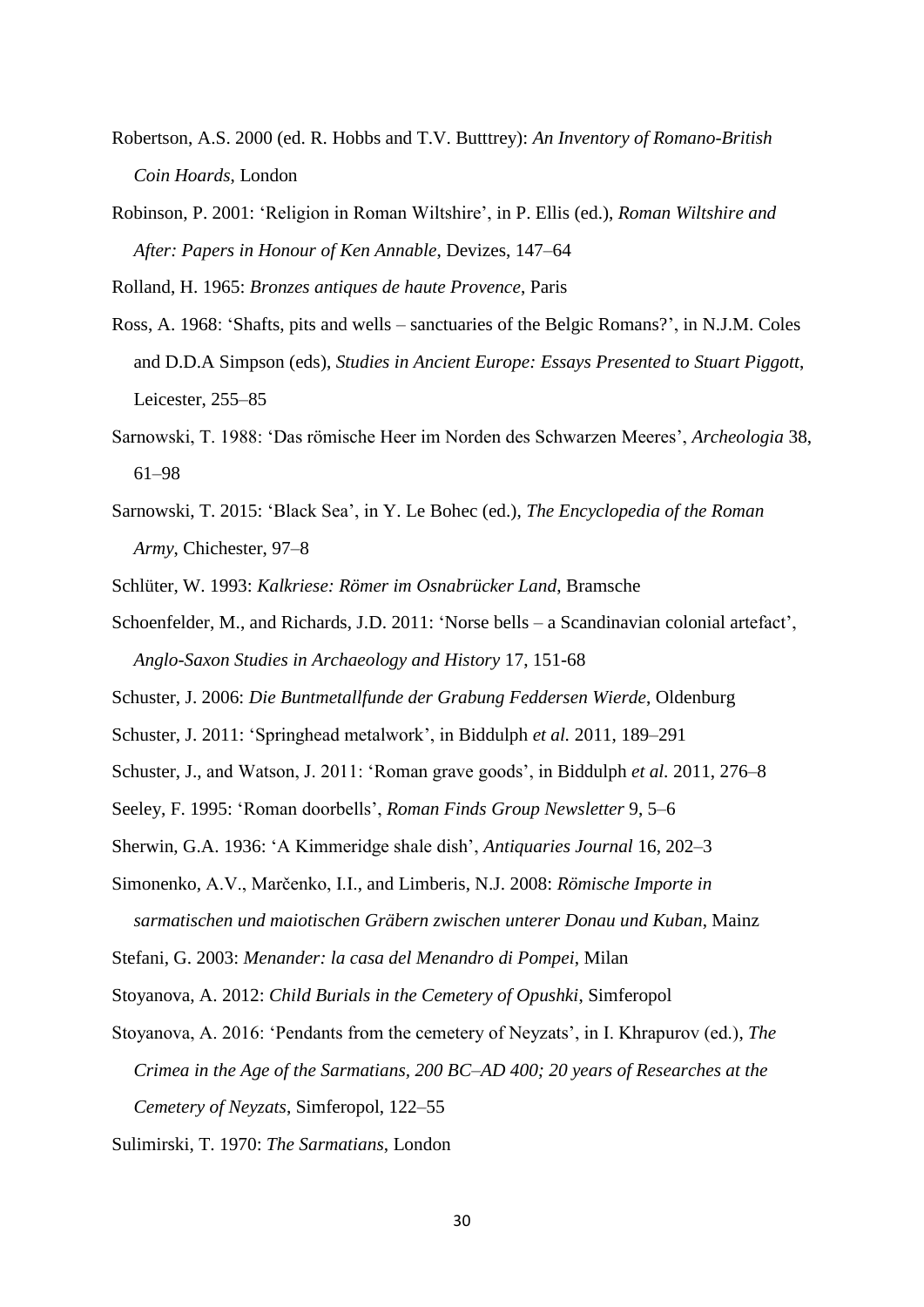Robertson, A.S. 2000 (ed. R. Hobbs and T.V. Butttrey): *An Inventory of Romano-British Coin Hoards*, London

Robinson, P. 2001: 'Religion in Roman Wiltshire', in P. Ellis (ed.), *Roman Wiltshire and After: Papers in Honour of Ken Annable*, Devizes, 147–64

Rolland, H. 1965: *Bronzes antiques de haute Provence*, Paris

Ross, A. 1968: 'Shafts, pits and wells – sanctuaries of the Belgic Romans?', in N.J.M. Coles and D.D.A Simpson (eds), *Studies in Ancient Europe: Essays Presented to Stuart Piggott*, Leicester, 255–85

Sarnowski, T. 1988: 'Das römische Heer im Norden des Schwarzen Meeres', *Archeologia* 38, 61–98

Sarnowski, T. 2015: 'Black Sea', in Y. Le Bohec (ed.), *The Encyclopedia of the Roman Army*, Chichester, 97–8

Schlüter, W. 1993: *Kalkriese: Römer im Osnabrücker Land*, Bramsche

Schoenfelder, M., and Richards, J.D. 2011: 'Norse bells – a Scandinavian colonial artefact', *Anglo-Saxon Studies in Archaeology and History* 17, 151-68

Schuster, J. 2006: *Die Buntmetallfunde der Grabung Feddersen Wierde*, Oldenburg

Schuster, J. 2011: 'Springhead metalwork', in Biddulph *et al.* 2011, 189–291

Schuster, J., and Watson, J. 2011: 'Roman grave goods', in Biddulph *et al*. 2011, 276–8

Seeley, F. 1995: 'Roman doorbells', *Roman Finds Group Newsletter* 9, 5–6

Sherwin, G.A. 1936: 'A Kimmeridge shale dish', *Antiquaries Journal* 16, 202–3

Simonenko, A.V., Marčenko, I.I., and Limberis, N.J. 2008: *Römische Importe in sarmatischen und maiotischen Gräbern zwischen unterer Donau und Kuban*, Mainz

Stefani, G. 2003: *Menander: la casa del Menandro di Pompei*, Milan

Stoyanova, A. 2012: *Child Burials in the Cemetery of Opushki*, Simferopol

Stoyanova, A. 2016: 'Pendants from the cemetery of Neyzats', in I. Khrapurov (ed.), *The Crimea in the Age of the Sarmatians, 200 BC–AD 400; 20 years of Researches at the Cemetery of Neyzats*, Simferopol, 122–55

Sulimirski, T. 1970: *The Sarmatians*, London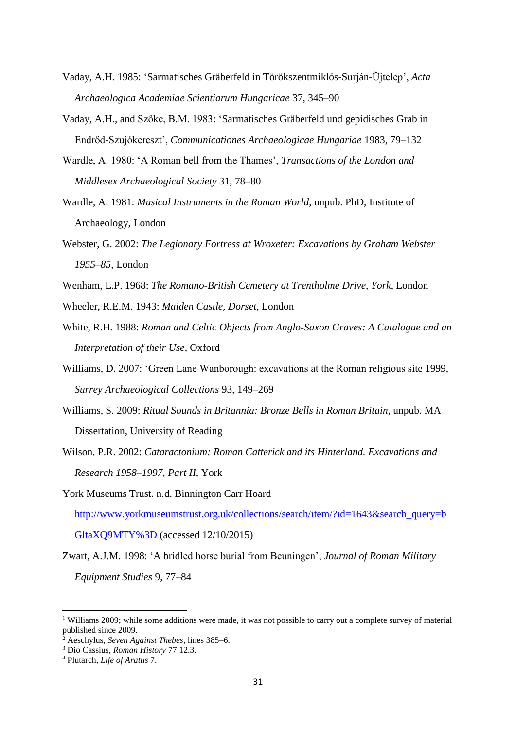Vaday, A.H. 1985: 'Sarmatisches Gräberfeld in Törökszentmiklós-Surján-Ŭjtelep', *Acta Archaeologica Academiae Scientiarum Hungaricae* 37, 345–90

Vaday, A.H., and Szőke, B.M. 1983: 'Sarmatisches Gräberfeld und gepidisches Grab in Endrőd-Szujókereszt', *Communicationes Archaeologicae Hungariae* 1983, 79–132

Wardle, A. 1980: 'A Roman bell from the Thames', *Transactions of the London and Middlesex Archaeological Society* 31, 78–80

Wardle, A. 1981: *Musical Instruments in the Roman World*, unpub. PhD, Institute of Archaeology, London

Webster, G. 2002: *The Legionary Fortress at Wroxeter: Excavations by Graham Webster 1955–85*, London

Wenham, L.P. 1968: *The Romano-British Cemetery at Trentholme Drive, York*, London

Wheeler, R.E.M. 1943: *Maiden Castle, Dorset*, London

White, R.H. 1988: *Roman and Celtic Objects from Anglo-Saxon Graves: A Catalogue and an Interpretation of their Use*, Oxford

Williams, D. 2007: 'Green Lane Wanborough: excavations at the Roman religious site 1999, *Surrey Archaeological Collections* 93, 149–269

Williams, S. 2009: *Ritual Sounds in Britannia: Bronze Bells in Roman Britain*, unpub. MA Dissertation, University of Reading

Wilson, P.R. 2002: *Cataractonium: Roman Catterick and its Hinterland. Excavations and Research 1958–1997, Part II*, York

York Museums Trust. n.d. Binnington Carr Hoard http://www.yorkmuseumstrust.org.uk/collections/search/item/?id=1643&search_query=bGltaXQ9MTY%3D (accessed 12/10/2015)

Zwart, A.J.M. 1998: 'A bridled horse burial from Beuningen', *Journal of Roman Military Equipment Studies* 9, 77–84

---

[1] Williams 2009; while some additions were made, it was not possible to carry out a complete survey of material published since 2009.

[2] Aeschylus, *Seven Against Thebes*, lines 385–6.

[3] Dio Cassius, *Roman History* 77.12.3.

[4] Plutarch, *Life of Aratus* 7.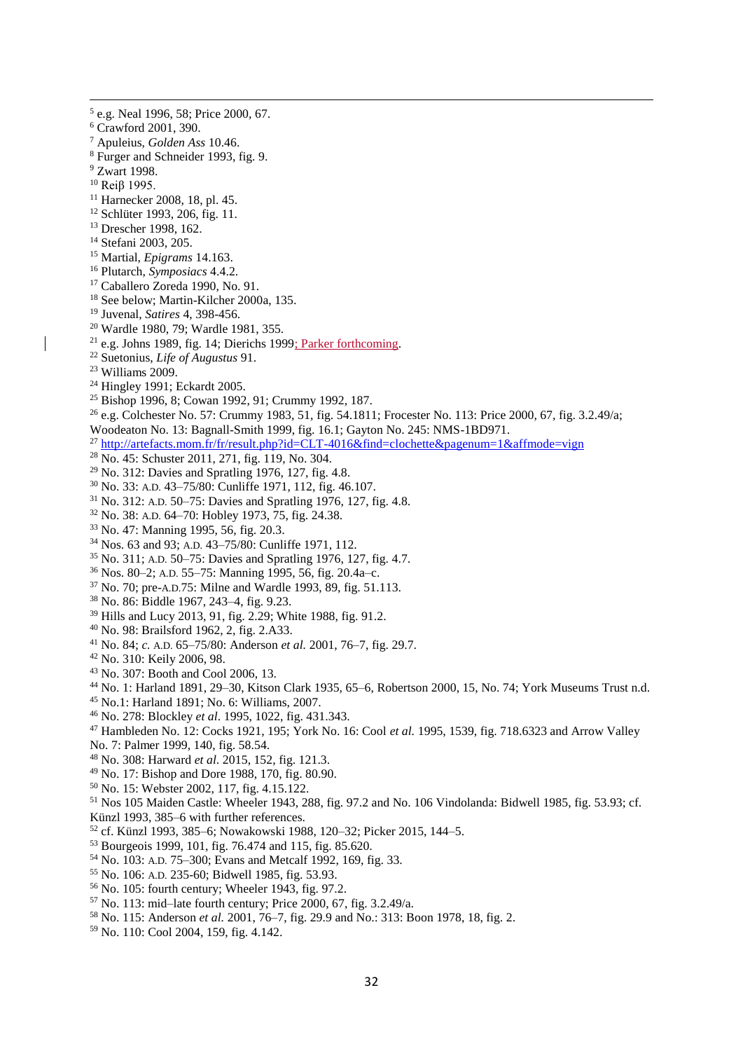[5] e.g. Neal 1996, 58; Price 2000, 67.
[6] Crawford 2001, 390.
[7] Apuleius, *Golden Ass* 10.46.
[8] Furger and Schneider 1993, fig. 9.
[9] Zwart 1998.
[10] Reiβ 1995.
[11] Harnecker 2008, 18, pl. 45.
[12] Schlüter 1993, 206, fig. 11.
[13] Drescher 1998, 162.
[14] Stefani 2003, 205.
[15] Martial, *Epigrams* 14.163.
[16] Plutarch, *Symposiacs* 4.4.2.
[17] Caballero Zoreda 1990, No. 91.
[18] See below; Martin-Kilcher 2000a, 135.
[19] Juvenal, *Satires* 4, 398-456.
[20] Wardle 1980, 79; Wardle 1981, 355.
[21] e.g. Johns 1989, fig. 14; Dierichs 1999; Parker forthcoming.
[22] Suetonius, *Life of Augustus* 91.
[23] Williams 2009.
[24] Hingley 1991; Eckardt 2005.
[25] Bishop 1996, 8; Cowan 1992, 91; Crummy 1992, 187.
[26] e.g. Colchester No. 57: Crummy 1983, 51, fig. 54.1811; Frocester No. 113: Price 2000, 67, fig. 3.2.49/a; Woodeaton No. 13: Bagnall-Smith 1999, fig. 16.1; Gayton No. 245: NMS-1BD971.
[27] http://artefacts.mom.fr/fr/result.php?id=CLT-4016&find=clochette&pagenum=1&affmode=vign
[28] No. 45: Schuster 2011, 271, fig. 119, No. 304.
[29] No. 312: Davies and Spratling 1976, 127, fig. 4.8.
[30] No. 33: A.D. 43–75/80: Cunliffe 1971, 112, fig. 46.107.
[31] No. 312: A.D. 50–75: Davies and Spratling 1976, 127, fig. 4.8.
[32] No. 38: A.D. 64–70: Hobley 1973, 75, fig. 24.38.
[33] No. 47: Manning 1995, 56, fig. 20.3.
[34] Nos. 63 and 93; A.D. 43–75/80: Cunliffe 1971, 112.
[35] No. 311; A.D. 50–75: Davies and Spratling 1976, 127, fig. 4.7.
[36] Nos. 80–2; A.D. 55–75: Manning 1995, 56, fig. 20.4a–c.
[37] No. 70; pre-A.D.75: Milne and Wardle 1993, 89, fig. 51.113.
[38] No. 86: Biddle 1967, 243–4, fig. 9.23.
[39] Hills and Lucy 2013, 91, fig. 2.29; White 1988, fig. 91.2.
[40] No. 98: Brailsford 1962, 2, fig. 2.A33.
[41] No. 84; *c.* A.D. 65–75/80: Anderson *et al.* 2001, 76–7, fig. 29.7.
[42] No. 310: Keily 2006, 98.
[43] No. 307: Booth and Cool 2006, 13.
[44] No. 1: Harland 1891, 29–30, Kitson Clark 1935, 65–6, Robertson 2000, 15, No. 74; York Museums Trust n.d.
[45] No.1: Harland 1891; No. 6: Williams, 2007.
[46] No. 278: Blockley *et al.* 1995, 1022, fig. 431.343.
[47] Hambleden No. 12: Cocks 1921, 195; York No. 16: Cool *et al.* 1995, 1539, fig. 718.6323 and Arrow Valley No. 7: Palmer 1999, 140, fig. 58.54.
[48] No. 308: Harward *et al.* 2015, 152, fig. 121.3.
[49] No. 17: Bishop and Dore 1988, 170, fig. 80.90.
[50] No. 15: Webster 2002, 117, fig. 4.15.122.
[51] Nos 105 Maiden Castle: Wheeler 1943, 288, fig. 97.2 and No. 106 Vindolanda: Bidwell 1985, fig. 53.93; cf. Künzl 1993, 385–6 with further references.
[52] cf. Künzl 1993, 385–6; Nowakowski 1988, 120–32; Picker 2015, 144–5.
[53] Bourgeois 1999, 101, fig. 76.474 and 115, fig. 85.620.
[54] No. 103: A.D. 75–300; Evans and Metcalf 1992, 169, fig. 33.
[55] No. 106: A.D. 235-60; Bidwell 1985, fig. 53.93.
[56] No. 105: fourth century; Wheeler 1943, fig. 97.2.
[57] No. 113: mid–late fourth century; Price 2000, 67, fig. 3.2.49/a.
[58] No. 115: Anderson *et al.* 2001, 76–7, fig. 29.9 and No.: 313: Boon 1978, 18, fig. 2.
[59] No. 110: Cool 2004, 159, fig. 4.142.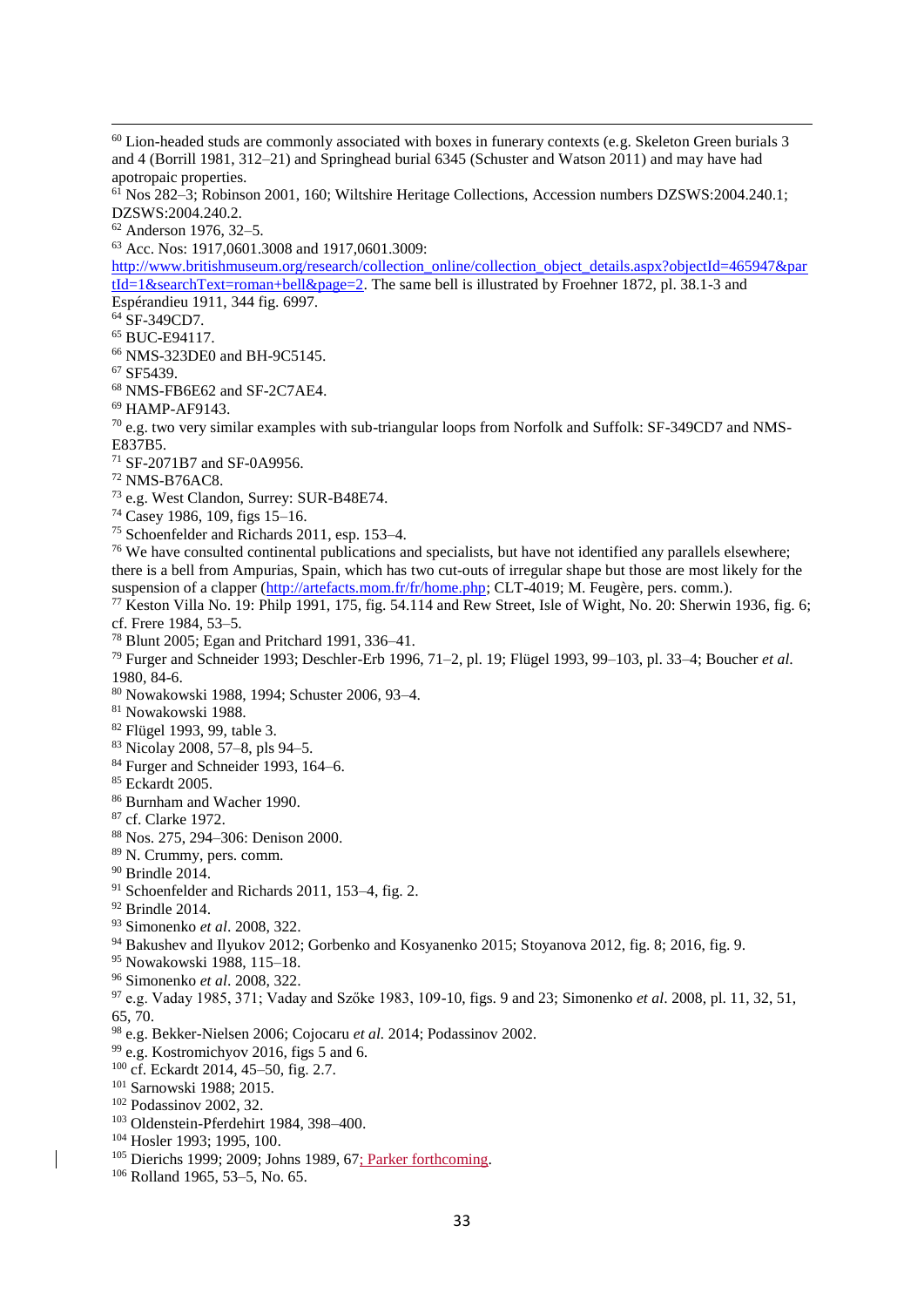[60] Lion-headed studs are commonly associated with boxes in funerary contexts (e.g. Skeleton Green burials 3 and 4 (Borrill 1981, 312–21) and Springhead burial 6345 (Schuster and Watson 2011) and may have had apotropaic properties.

[61] Nos 282–3; Robinson 2001, 160; Wiltshire Heritage Collections, Accession numbers DZSWS:2004.240.1; DZSWS:2004.240.2.

[62] Anderson 1976, 32–5.

[63] Acc. Nos: 1917,0601.3008 and 1917,0601.3009: http://www.britishmuseum.org/research/collection_online/collection_object_details.aspx?objectId=465947&partId=1&searchText=roman+bell&page=2. The same bell is illustrated by Froehner 1872, pl. 38.1-3 and Espérandieu 1911, 344 fig. 6997.

[64] SF-349CD7.

[65] BUC-E94117.

[66] NMS-323DE0 and BH-9C5145.

[67] SF5439.

[68] NMS-FB6E62 and SF-2C7AE4.

[69] HAMP-AF9143.

[70] e.g. two very similar examples with sub-triangular loops from Norfolk and Suffolk: SF-349CD7 and NMS-E837B5.

[71] SF-2071B7 and SF-0A9956.

[72] NMS-B76AC8.

[73] e.g. West Clandon, Surrey: SUR-B48E74.

[74] Casey 1986, 109, figs 15–16.

[75] Schoenfelder and Richards 2011, esp. 153–4.

[76] We have consulted continental publications and specialists, but have not identified any parallels elsewhere; there is a bell from Ampurias, Spain, which has two cut-outs of irregular shape but those are most likely for the suspension of a clapper (http://artefacts.mom.fr/fr/home.php; CLT-4019; M. Feugère, pers. comm.).

[77] Keston Villa No. 19: Philp 1991, 175, fig. 54.114 and Rew Street, Isle of Wight, No. 20: Sherwin 1936, fig. 6; cf. Frere 1984, 53–5.

[78] Blunt 2005; Egan and Pritchard 1991, 336–41.

[79] Furger and Schneider 1993; Deschler-Erb 1996, 71–2, pl. 19; Flügel 1993, 99–103, pl. 33–4; Boucher *et al.* 1980, 84-6.

[80] Nowakowski 1988, 1994; Schuster 2006, 93–4.

[81] Nowakowski 1988.

[82] Flügel 1993, 99, table 3.

[83] Nicolay 2008, 57–8, pls 94–5.

[84] Furger and Schneider 1993, 164–6.

[85] Eckardt 2005.

[86] Burnham and Wacher 1990.

[87] cf. Clarke 1972.

[88] Nos. 275, 294–306: Denison 2000.

[89] N. Crummy, pers. comm.

[90] Brindle 2014.

[91] Schoenfelder and Richards 2011, 153–4, fig. 2.

[92] Brindle 2014.

[93] Simonenko *et al*. 2008, 322.

[94] Bakushev and Ilyukov 2012; Gorbenko and Kosyanenko 2015; Stoyanova 2012, fig. 8; 2016, fig. 9.

[95] Nowakowski 1988, 115–18.

[96] Simonenko *et al*. 2008, 322.

[97] e.g. Vaday 1985, 371; Vaday and Szőke 1983, 109-10, figs. 9 and 23; Simonenko *et al*. 2008, pl. 11, 32, 51, 65, 70.

[98] e.g. Bekker-Nielsen 2006; Cojocaru *et al.* 2014; Podassinov 2002.

[99] e.g. Kostromichyov 2016, figs 5 and 6.

[100] cf. Eckardt 2014, 45–50, fig. 2.7.

[101] Sarnowski 1988; 2015.

[102] Podassinov 2002, 32.

[103] Oldenstein-Pferdehirt 1984, 398–400.

[104] Hosler 1993; 1995, 100.

[105] Dierichs 1999; 2009; Johns 1989, 67; Parker forthcoming.

[106] Rolland 1965, 53–5, No. 65.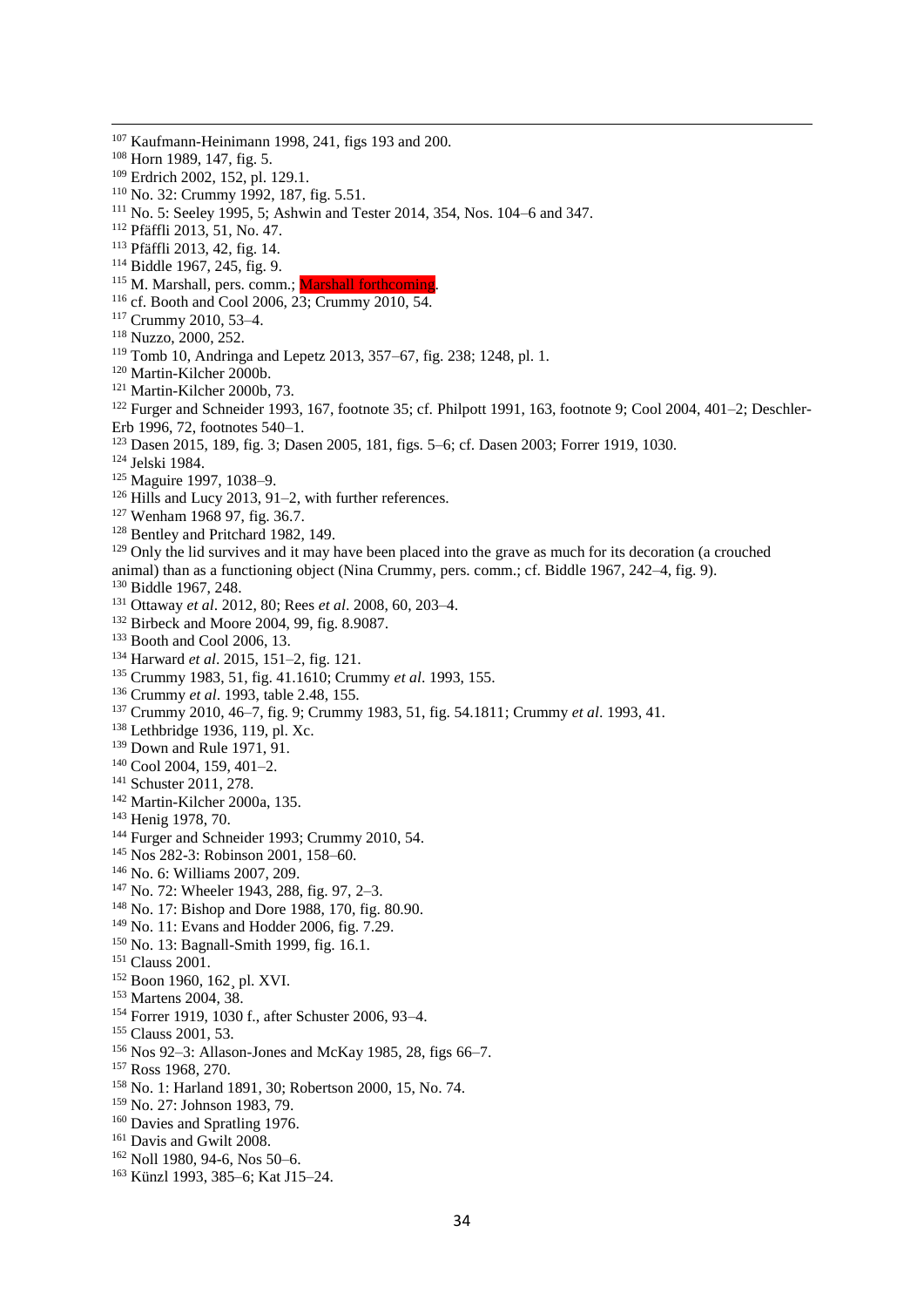[107] Kaufmann-Heinimann 1998, 241, figs 193 and 200.

[108] Horn 1989, 147, fig. 5.

[109] Erdrich 2002, 152, pl. 129.1.

[110] No. 32: Crummy 1992, 187, fig. 5.51.

[111] No. 5: Seeley 1995, 5; Ashwin and Tester 2014, 354, Nos. 104–6 and 347.

[112] Pfäffli 2013, 51, No. 47.

[113] Pfäffli 2013, 42, fig. 14.

[114] Biddle 1967, 245, fig. 9.

[115] M. Marshall, pers. comm.; Marshall forthcoming.

[116] cf. Booth and Cool 2006, 23; Crummy 2010, 54.

[117] Crummy 2010, 53–4.

[118] Nuzzo, 2000, 252.

[119] Tomb 10, Andringa and Lepetz 2013, 357–67, fig. 238; 1248, pl. 1.

[120] Martin-Kilcher 2000b.

[121] Martin-Kilcher 2000b, 73.

[122] Furger and Schneider 1993, 167, footnote 35; cf. Philpott 1991, 163, footnote 9; Cool 2004, 401–2; Deschler-Erb 1996, 72, footnotes 540–1.

[123] Dasen 2015, 189, fig. 3; Dasen 2005, 181, figs. 5–6; cf. Dasen 2003; Forrer 1919, 1030.

[124] Jelski 1984.

[125] Maguire 1997, 1038–9.

[126] Hills and Lucy 2013, 91–2, with further references.

[127] Wenham 1968 97, fig. 36.7.

[128] Bentley and Pritchard 1982, 149.

[129] Only the lid survives and it may have been placed into the grave as much for its decoration (a crouched animal) than as a functioning object (Nina Crummy, pers. comm.; cf. Biddle 1967, 242–4, fig. 9).

[130] Biddle 1967, 248.

[131] Ottaway *et al*. 2012, 80; Rees *et al*. 2008, 60, 203–4.

[132] Birbeck and Moore 2004, 99, fig. 8.9087.

[133] Booth and Cool 2006, 13.

[134] Harward *et al*. 2015, 151–2, fig. 121.

[135] Crummy 1983, 51, fig. 41.1610; Crummy *et al*. 1993, 155.

[136] Crummy *et al*. 1993, table 2.48, 155.

[137] Crummy 2010, 46–7, fig. 9; Crummy 1983, 51, fig. 54.1811; Crummy *et al*. 1993, 41.

[138] Lethbridge 1936, 119, pl. Xc.

[139] Down and Rule 1971, 91.

[140] Cool 2004, 159, 401–2.

[141] Schuster 2011, 278.

[142] Martin-Kilcher 2000a, 135.

[143] Henig 1978, 70.

[144] Furger and Schneider 1993; Crummy 2010, 54.

[145] Nos 282-3: Robinson 2001, 158–60.

[146] No. 6: Williams 2007, 209.

[147] No. 72: Wheeler 1943, 288, fig. 97, 2–3.

[148] No. 17: Bishop and Dore 1988, 170, fig. 80.90.

[149] No. 11: Evans and Hodder 2006, fig. 7.29.

[150] No. 13: Bagnall-Smith 1999, fig. 16.1.

[151] Clauss 2001.

[152] Boon 1960, 162, pl. XVI.

[153] Martens 2004, 38.

[154] Forrer 1919, 1030 f., after Schuster 2006, 93–4.

[155] Clauss 2001, 53.

[156] Nos 92–3: Allason-Jones and McKay 1985, 28, figs 66–7.

[157] Ross 1968, 270.

[158] No. 1: Harland 1891, 30; Robertson 2000, 15, No. 74.

[159] No. 27: Johnson 1983, 79.

[160] Davies and Spratling 1976.

[161] Davis and Gwilt 2008.

[162] Noll 1980, 94-6, Nos 50–6.

[163] Künzl 1993, 385–6; Kat J15–24.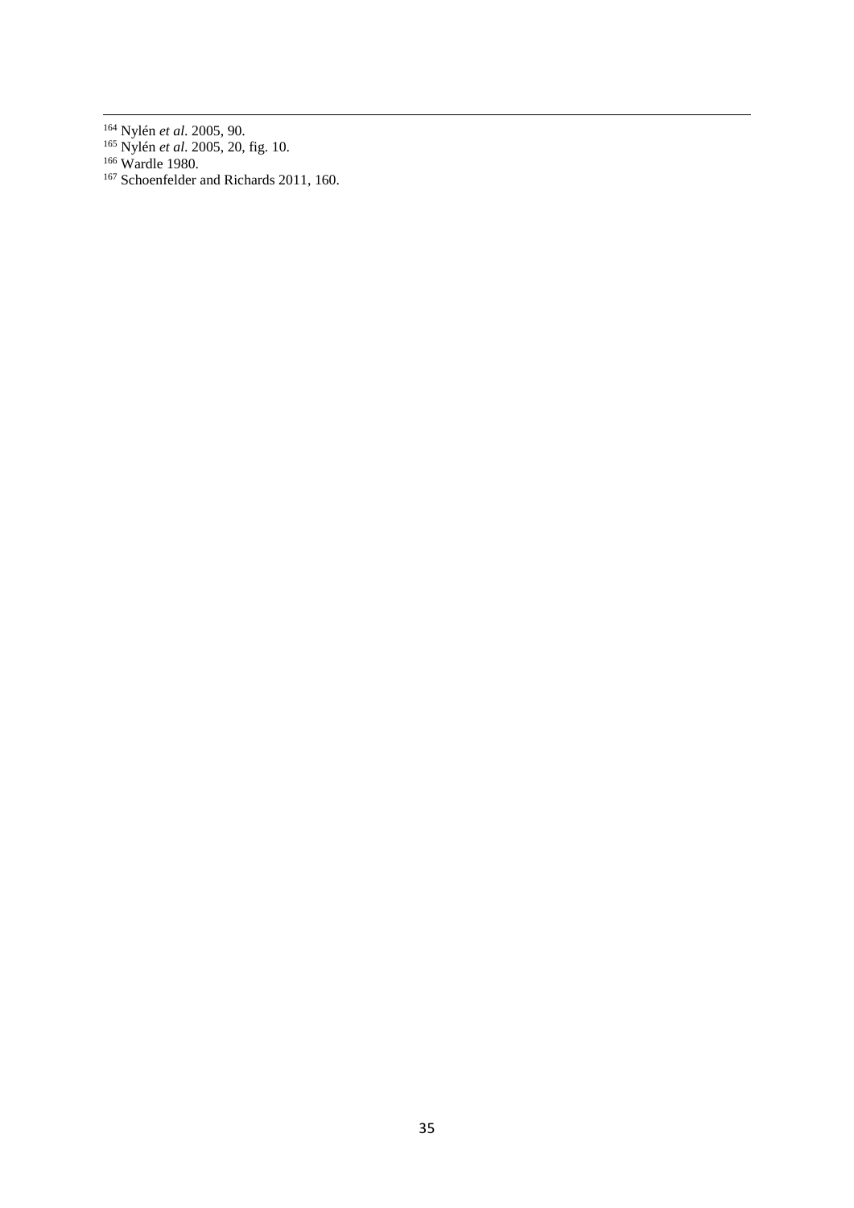[164] Nylén *et al.* 2005, 90.
[165] Nylén *et al.* 2005, 20, fig. 10.
[166] Wardle 1980.
[167] Schoenfelder and Richards 2011, 160.